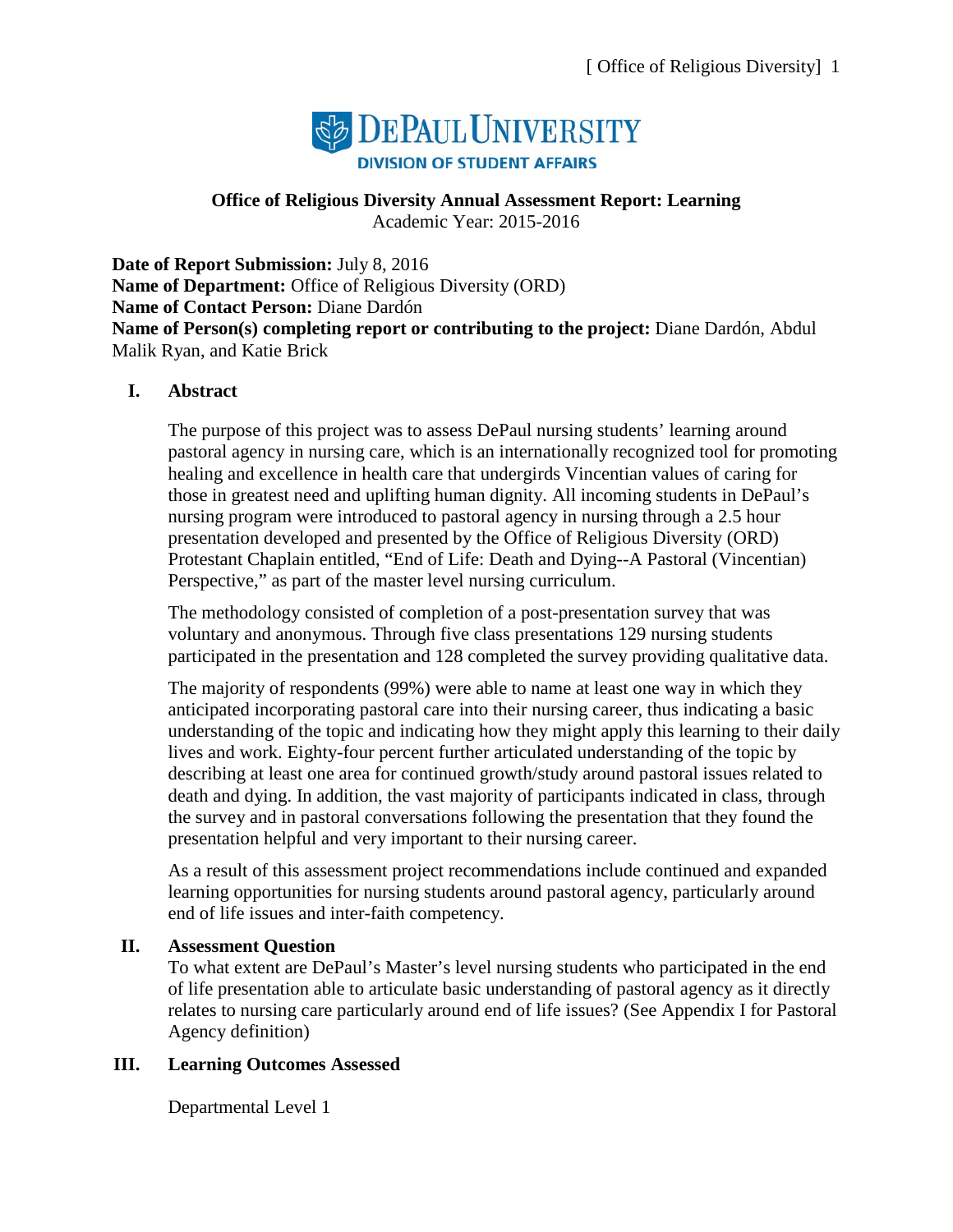DEPAUL UNIVERSITY
DIVISION OF STUDENT AFFAIRS

**Office of Religious Diversity Annual Assessment Report: Learning**
Academic Year: 2015-2016

**Date of Report Submission:** July 8, 2016
**Name of Department:** Office of Religious Diversity (ORD)
**Name of Contact Person:** Diane Dardón
**Name of Person(s) completing report or contributing to the project:** Diane Dardón, Abdul Malik Ryan, and Katie Brick

## I. Abstract

The purpose of this project was to assess DePaul nursing students' learning around pastoral agency in nursing care, which is an internationally recognized tool for promoting healing and excellence in health care that undergirds Vincentian values of caring for those in greatest need and uplifting human dignity. All incoming students in DePaul's nursing program were introduced to pastoral agency in nursing through a 2.5 hour presentation developed and presented by the Office of Religious Diversity (ORD) Protestant Chaplain entitled, "End of Life: Death and Dying--A Pastoral (Vincentian) Perspective," as part of the master level nursing curriculum.

The methodology consisted of completion of a post-presentation survey that was voluntary and anonymous. Through five class presentations 129 nursing students participated in the presentation and 128 completed the survey providing qualitative data.

The majority of respondents (99%) were able to name at least one way in which they anticipated incorporating pastoral care into their nursing career, thus indicating a basic understanding of the topic and indicating how they might apply this learning to their daily lives and work. Eighty-four percent further articulated understanding of the topic by describing at least one area for continued growth/study around pastoral issues related to death and dying. In addition, the vast majority of participants indicated in class, through the survey and in pastoral conversations following the presentation that they found the presentation helpful and very important to their nursing career.

As a result of this assessment project recommendations include continued and expanded learning opportunities for nursing students around pastoral agency, particularly around end of life issues and inter-faith competency.

## II. Assessment Question

To what extent are DePaul's Master's level nursing students who participated in the end of life presentation able to articulate basic understanding of pastoral agency as it directly relates to nursing care particularly around end of life issues? (See Appendix I for Pastoral Agency definition)

## III. Learning Outcomes Assessed

Departmental Level 1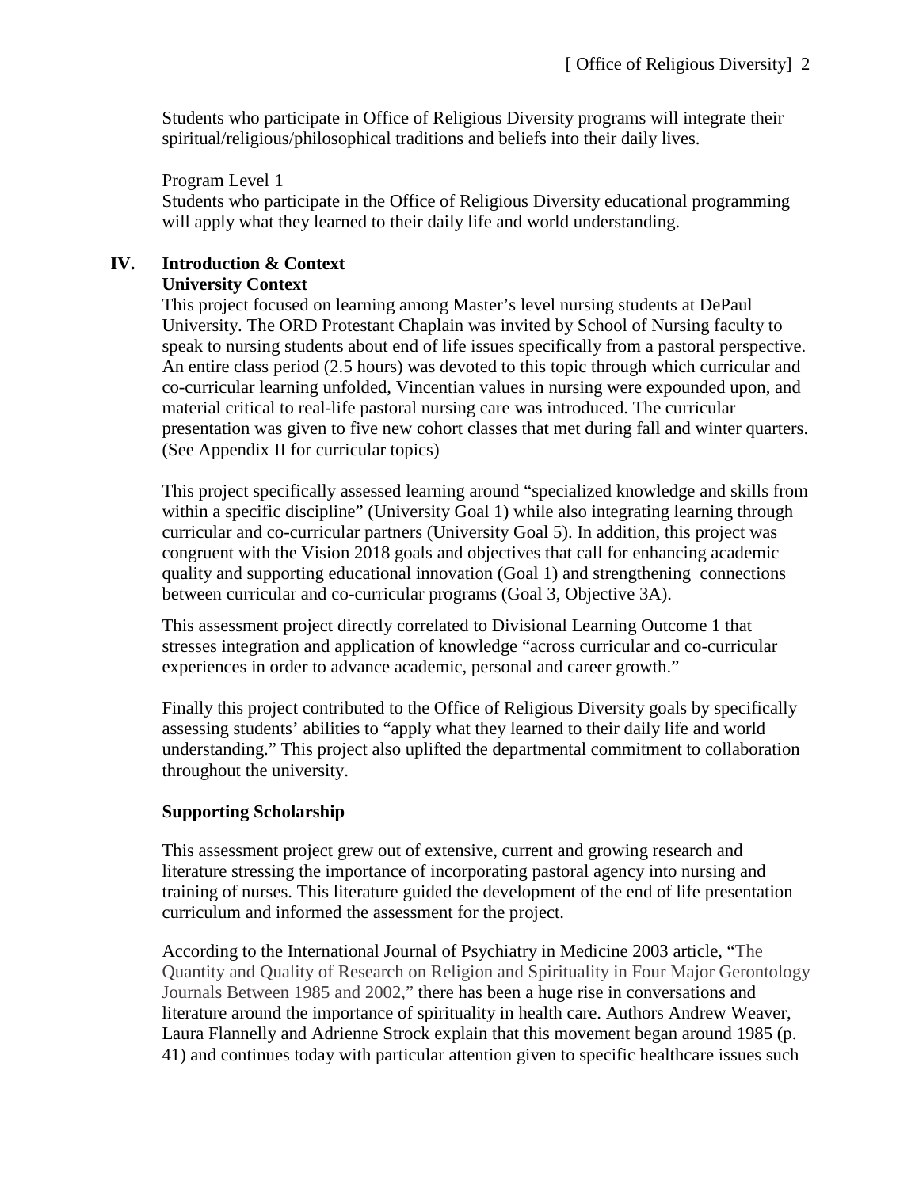Students who participate in Office of Religious Diversity programs will integrate their spiritual/religious/philosophical traditions and beliefs into their daily lives.

Program Level 1
Students who participate in the Office of Religious Diversity educational programming will apply what they learned to their daily life and world understanding.

## IV. Introduction & Context

### University Context

This project focused on learning among Master's level nursing students at DePaul University. The ORD Protestant Chaplain was invited by School of Nursing faculty to speak to nursing students about end of life issues specifically from a pastoral perspective. An entire class period (2.5 hours) was devoted to this topic through which curricular and co-curricular learning unfolded, Vincentian values in nursing were expounded upon, and material critical to real-life pastoral nursing care was introduced. The curricular presentation was given to five new cohort classes that met during fall and winter quarters. (See Appendix II for curricular topics)

This project specifically assessed learning around "specialized knowledge and skills from within a specific discipline" (University Goal 1) while also integrating learning through curricular and co-curricular partners (University Goal 5). In addition, this project was congruent with the Vision 2018 goals and objectives that call for enhancing academic quality and supporting educational innovation (Goal 1) and strengthening connections between curricular and co-curricular programs (Goal 3, Objective 3A).

This assessment project directly correlated to Divisional Learning Outcome 1 that stresses integration and application of knowledge "across curricular and co-curricular experiences in order to advance academic, personal and career growth."

Finally this project contributed to the Office of Religious Diversity goals by specifically assessing students' abilities to "apply what they learned to their daily life and world understanding." This project also uplifted the departmental commitment to collaboration throughout the university.

### Supporting Scholarship

This assessment project grew out of extensive, current and growing research and literature stressing the importance of incorporating pastoral agency into nursing and training of nurses. This literature guided the development of the end of life presentation curriculum and informed the assessment for the project.

According to the International Journal of Psychiatry in Medicine 2003 article, "The Quantity and Quality of Research on Religion and Spirituality in Four Major Gerontology Journals Between 1985 and 2002," there has been a huge rise in conversations and literature around the importance of spirituality in health care. Authors Andrew Weaver, Laura Flannelly and Adrienne Strock explain that this movement began around 1985 (p. 41) and continues today with particular attention given to specific healthcare issues such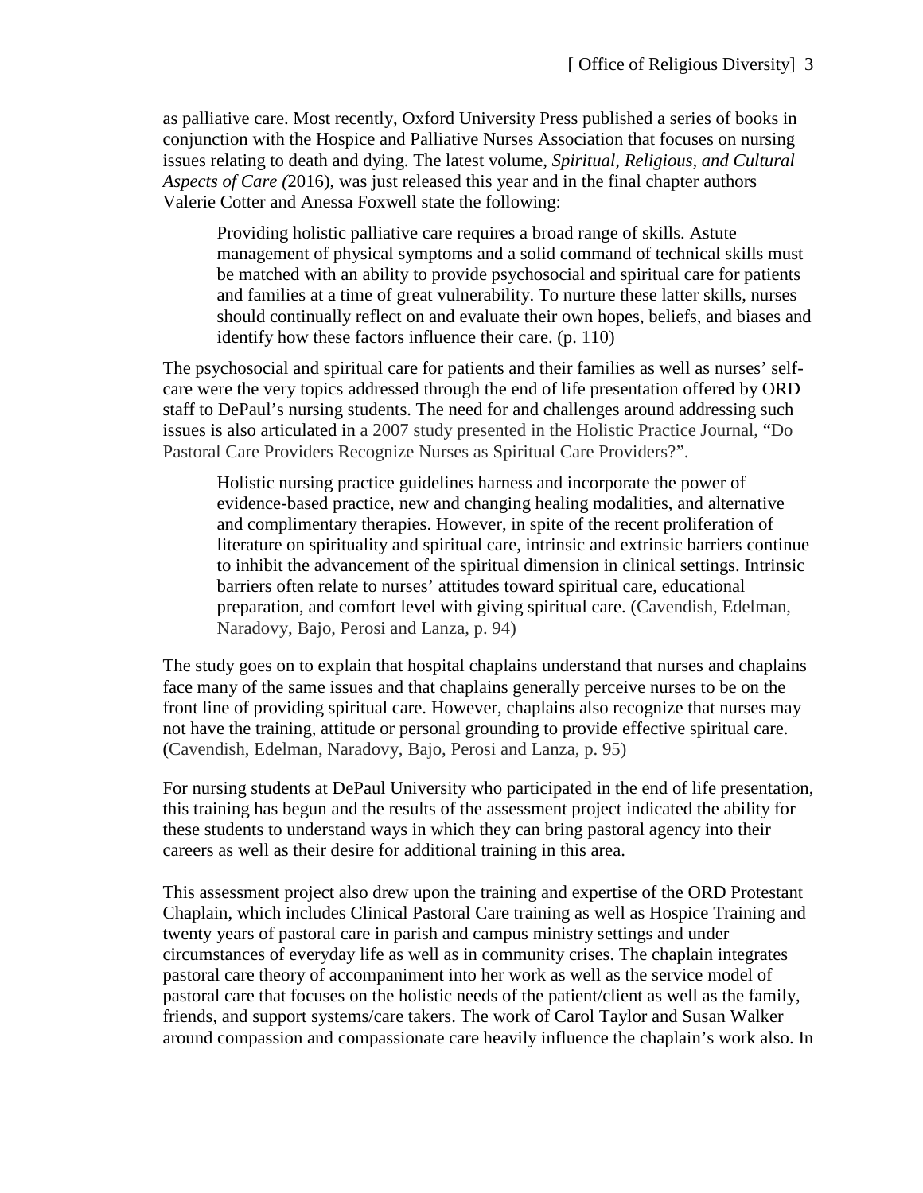as palliative care. Most recently, Oxford University Press published a series of books in conjunction with the Hospice and Palliative Nurses Association that focuses on nursing issues relating to death and dying. The latest volume, *Spiritual, Religious, and Cultural Aspects of Care (*2016), was just released this year and in the final chapter authors Valerie Cotter and Anessa Foxwell state the following:

> Providing holistic palliative care requires a broad range of skills. Astute management of physical symptoms and a solid command of technical skills must be matched with an ability to provide psychosocial and spiritual care for patients and families at a time of great vulnerability. To nurture these latter skills, nurses should continually reflect on and evaluate their own hopes, beliefs, and biases and identify how these factors influence their care. (p. 110)

The psychosocial and spiritual care for patients and their families as well as nurses' self-care were the very topics addressed through the end of life presentation offered by ORD staff to DePaul's nursing students. The need for and challenges around addressing such issues is also articulated in a 2007 study presented in the Holistic Practice Journal, "Do Pastoral Care Providers Recognize Nurses as Spiritual Care Providers?".

> Holistic nursing practice guidelines harness and incorporate the power of evidence-based practice, new and changing healing modalities, and alternative and complimentary therapies. However, in spite of the recent proliferation of literature on spirituality and spiritual care, intrinsic and extrinsic barriers continue to inhibit the advancement of the spiritual dimension in clinical settings. Intrinsic barriers often relate to nurses' attitudes toward spiritual care, educational preparation, and comfort level with giving spiritual care. (Cavendish, Edelman, Naradovy, Bajo, Perosi and Lanza, p. 94)

The study goes on to explain that hospital chaplains understand that nurses and chaplains face many of the same issues and that chaplains generally perceive nurses to be on the front line of providing spiritual care. However, chaplains also recognize that nurses may not have the training, attitude or personal grounding to provide effective spiritual care. (Cavendish, Edelman, Naradovy, Bajo, Perosi and Lanza, p. 95)

For nursing students at DePaul University who participated in the end of life presentation, this training has begun and the results of the assessment project indicated the ability for these students to understand ways in which they can bring pastoral agency into their careers as well as their desire for additional training in this area.

This assessment project also drew upon the training and expertise of the ORD Protestant Chaplain, which includes Clinical Pastoral Care training as well as Hospice Training and twenty years of pastoral care in parish and campus ministry settings and under circumstances of everyday life as well as in community crises. The chaplain integrates pastoral care theory of accompaniment into her work as well as the service model of pastoral care that focuses on the holistic needs of the patient/client as well as the family, friends, and support systems/care takers. The work of Carol Taylor and Susan Walker around compassion and compassionate care heavily influence the chaplain's work also. In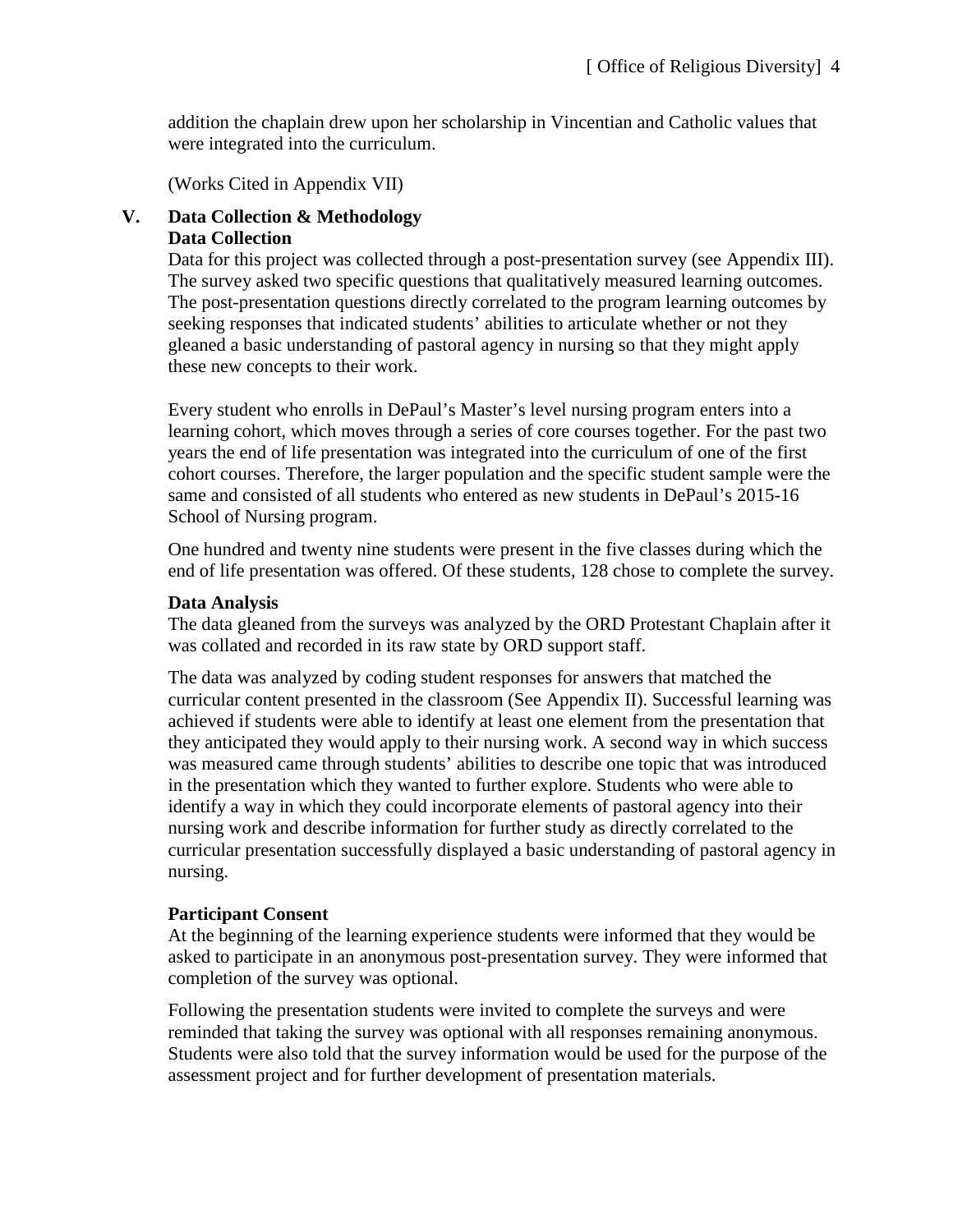addition the chaplain drew upon her scholarship in Vincentian and Catholic values that were integrated into the curriculum.

(Works Cited in Appendix VII)

## V. Data Collection & Methodology

### Data Collection

Data for this project was collected through a post-presentation survey (see Appendix III). The survey asked two specific questions that qualitatively measured learning outcomes. The post-presentation questions directly correlated to the program learning outcomes by seeking responses that indicated students' abilities to articulate whether or not they gleaned a basic understanding of pastoral agency in nursing so that they might apply these new concepts to their work.

Every student who enrolls in DePaul's Master's level nursing program enters into a learning cohort, which moves through a series of core courses together. For the past two years the end of life presentation was integrated into the curriculum of one of the first cohort courses. Therefore, the larger population and the specific student sample were the same and consisted of all students who entered as new students in DePaul's 2015-16 School of Nursing program.

One hundred and twenty nine students were present in the five classes during which the end of life presentation was offered. Of these students, 128 chose to complete the survey.

### Data Analysis

The data gleaned from the surveys was analyzed by the ORD Protestant Chaplain after it was collated and recorded in its raw state by ORD support staff.

The data was analyzed by coding student responses for answers that matched the curricular content presented in the classroom (See Appendix II). Successful learning was achieved if students were able to identify at least one element from the presentation that they anticipated they would apply to their nursing work. A second way in which success was measured came through students' abilities to describe one topic that was introduced in the presentation which they wanted to further explore. Students who were able to identify a way in which they could incorporate elements of pastoral agency into their nursing work and describe information for further study as directly correlated to the curricular presentation successfully displayed a basic understanding of pastoral agency in nursing.

### Participant Consent

At the beginning of the learning experience students were informed that they would be asked to participate in an anonymous post-presentation survey. They were informed that completion of the survey was optional.

Following the presentation students were invited to complete the surveys and were reminded that taking the survey was optional with all responses remaining anonymous. Students were also told that the survey information would be used for the purpose of the assessment project and for further development of presentation materials.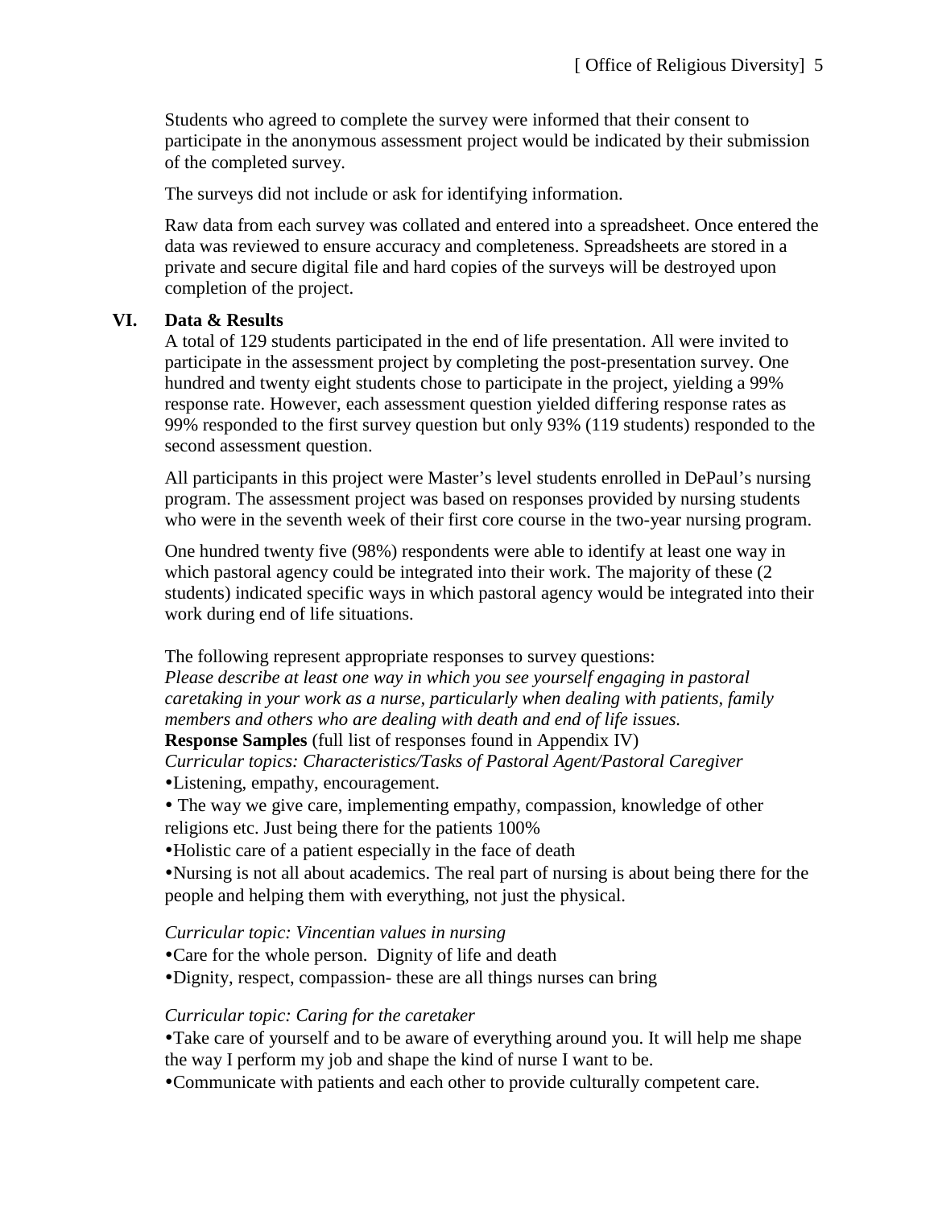Students who agreed to complete the survey were informed that their consent to participate in the anonymous assessment project would be indicated by their submission of the completed survey.

The surveys did not include or ask for identifying information.

Raw data from each survey was collated and entered into a spreadsheet. Once entered the data was reviewed to ensure accuracy and completeness. Spreadsheets are stored in a private and secure digital file and hard copies of the surveys will be destroyed upon completion of the project.

## VI. Data & Results

A total of 129 students participated in the end of life presentation. All were invited to participate in the assessment project by completing the post-presentation survey. One hundred and twenty eight students chose to participate in the project, yielding a 99% response rate. However, each assessment question yielded differing response rates as 99% responded to the first survey question but only 93% (119 students) responded to the second assessment question.

All participants in this project were Master's level students enrolled in DePaul's nursing program. The assessment project was based on responses provided by nursing students who were in the seventh week of their first core course in the two-year nursing program.

One hundred twenty five (98%) respondents were able to identify at least one way in which pastoral agency could be integrated into their work. The majority of these (2 students) indicated specific ways in which pastoral agency would be integrated into their work during end of life situations.

The following represent appropriate responses to survey questions:
*Please describe at least one way in which you see yourself engaging in pastoral caretaking in your work as a nurse, particularly when dealing with patients, family members and others who are dealing with death and end of life issues.*
**Response Samples** (full list of responses found in Appendix IV)
*Curricular topics: Characteristics/Tasks of Pastoral Agent/Pastoral Caregiver*

- Listening, empathy, encouragement.
- The way we give care, implementing empathy, compassion, knowledge of other religions etc. Just being there for the patients 100%
- Holistic care of a patient especially in the face of death
- Nursing is not all about academics. The real part of nursing is about being there for the people and helping them with everything, not just the physical.

*Curricular topic: Vincentian values in nursing*

- Care for the whole person. Dignity of life and death
- Dignity, respect, compassion- these are all things nurses can bring

*Curricular topic: Caring for the caretaker*

- Take care of yourself and to be aware of everything around you. It will help me shape the way I perform my job and shape the kind of nurse I want to be.
- Communicate with patients and each other to provide culturally competent care.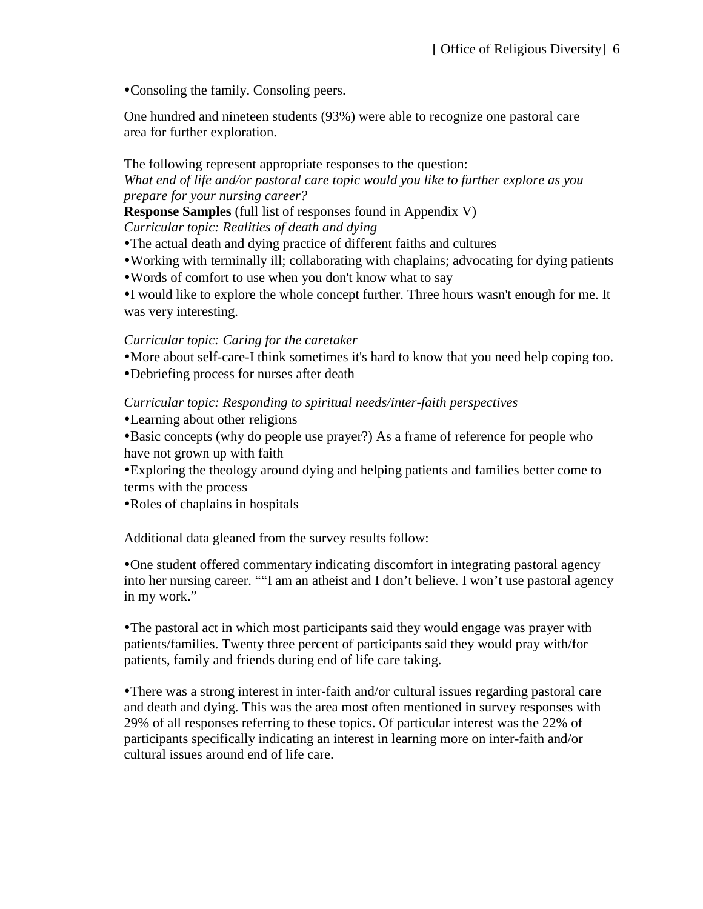- Consoling the family. Consoling peers.

One hundred and nineteen students (93%) were able to recognize one pastoral care area for further exploration.

The following represent appropriate responses to the question:
*What end of life and/or pastoral care topic would you like to further explore as you prepare for your nursing career?*
**Response Samples** (full list of responses found in Appendix V)
*Curricular topic: Realities of death and dying*

- The actual death and dying practice of different faiths and cultures
- Working with terminally ill; collaborating with chaplains; advocating for dying patients
- Words of comfort to use when you don't know what to say
- I would like to explore the whole concept further. Three hours wasn't enough for me. It was very interesting.

*Curricular topic: Caring for the caretaker*

- More about self-care-I think sometimes it's hard to know that you need help coping too.
- Debriefing process for nurses after death

*Curricular topic: Responding to spiritual needs/inter-faith perspectives*

- Learning about other religions
- Basic concepts (why do people use prayer?) As a frame of reference for people who have not grown up with faith
- Exploring the theology around dying and helping patients and families better come to terms with the process
- Roles of chaplains in hospitals

Additional data gleaned from the survey results follow:

- One student offered commentary indicating discomfort in integrating pastoral agency into her nursing career. ""I am an atheist and I don't believe. I won't use pastoral agency in my work."

- The pastoral act in which most participants said they would engage was prayer with patients/families. Twenty three percent of participants said they would pray with/for patients, family and friends during end of life care taking.

- There was a strong interest in inter-faith and/or cultural issues regarding pastoral care and death and dying. This was the area most often mentioned in survey responses with 29% of all responses referring to these topics. Of particular interest was the 22% of participants specifically indicating an interest in learning more on inter-faith and/or cultural issues around end of life care.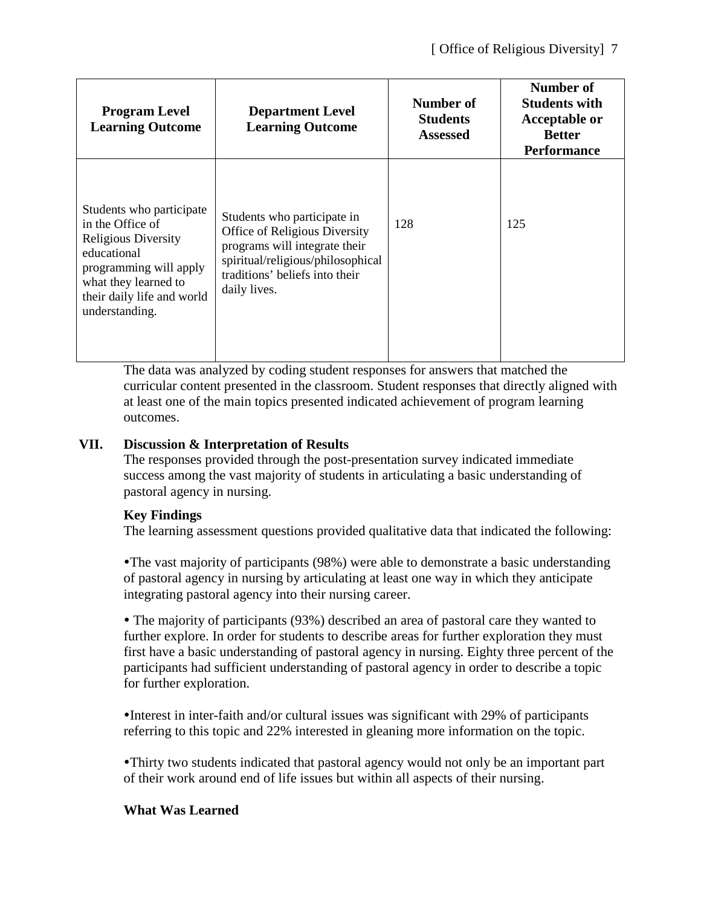| Program Level Learning Outcome | Department Level Learning Outcome | Number of Students Assessed | Number of Students with Acceptable or Better Performance |
|---|---|---|---|
| Students who participate in the Office of Religious Diversity educational programming will apply what they learned to their daily life and world understanding. | Students who participate in Office of Religious Diversity programs will integrate their spiritual/religious/philosophical traditions' beliefs into their daily lives. | 128 | 125 |

The data was analyzed by coding student responses for answers that matched the curricular content presented in the classroom. Student responses that directly aligned with at least one of the main topics presented indicated achievement of program learning outcomes.

## VII. Discussion & Interpretation of Results

The responses provided through the post-presentation survey indicated immediate success among the vast majority of students in articulating a basic understanding of pastoral agency in nursing.

### Key Findings

The learning assessment questions provided qualitative data that indicated the following:

- The vast majority of participants (98%) were able to demonstrate a basic understanding of pastoral agency in nursing by articulating at least one way in which they anticipate integrating pastoral agency into their nursing career.

- The majority of participants (93%) described an area of pastoral care they wanted to further explore. In order for students to describe areas for further exploration they must first have a basic understanding of pastoral agency in nursing. Eighty three percent of the participants had sufficient understanding of pastoral agency in order to describe a topic for further exploration.

- Interest in inter-faith and/or cultural issues was significant with 29% of participants referring to this topic and 22% interested in gleaning more information on the topic.

- Thirty two students indicated that pastoral agency would not only be an important part of their work around end of life issues but within all aspects of their nursing.

### What Was Learned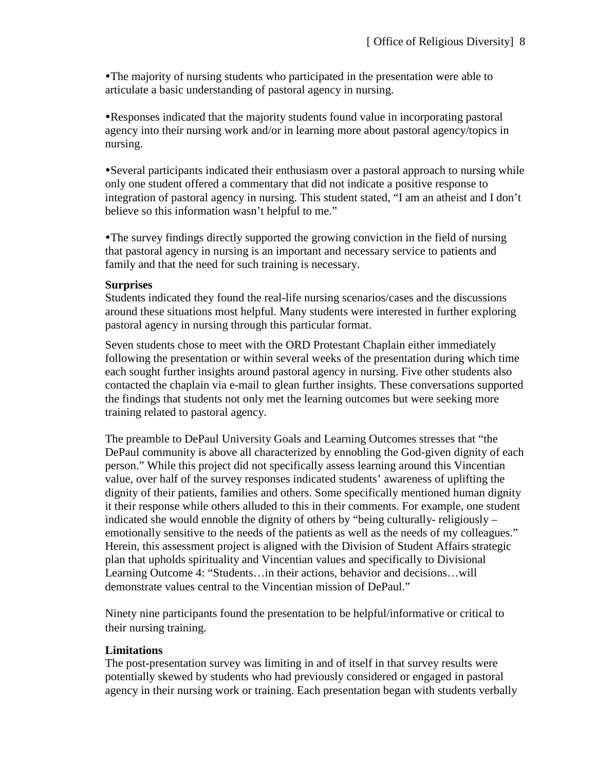- The majority of nursing students who participated in the presentation were able to articulate a basic understanding of pastoral agency in nursing.

- Responses indicated that the majority students found value in incorporating pastoral agency into their nursing work and/or in learning more about pastoral agency/topics in nursing.

- Several participants indicated their enthusiasm over a pastoral approach to nursing while only one student offered a commentary that did not indicate a positive response to integration of pastoral agency in nursing. This student stated, "I am an atheist and I don't believe so this information wasn't helpful to me."

- The survey findings directly supported the growing conviction in the field of nursing that pastoral agency in nursing is an important and necessary service to patients and family and that the need for such training is necessary.

**Surprises**

Students indicated they found the real-life nursing scenarios/cases and the discussions around these situations most helpful. Many students were interested in further exploring pastoral agency in nursing through this particular format.

Seven students chose to meet with the ORD Protestant Chaplain either immediately following the presentation or within several weeks of the presentation during which time each sought further insights around pastoral agency in nursing. Five other students also contacted the chaplain via e-mail to glean further insights. These conversations supported the findings that students not only met the learning outcomes but were seeking more training related to pastoral agency.

The preamble to DePaul University Goals and Learning Outcomes stresses that "the DePaul community is above all characterized by ennobling the God-given dignity of each person." While this project did not specifically assess learning around this Vincentian value, over half of the survey responses indicated students' awareness of uplifting the dignity of their patients, families and others. Some specifically mentioned human dignity it their response while others alluded to this in their comments. For example, one student indicated she would ennoble the dignity of others by "being culturally- religiously – emotionally sensitive to the needs of the patients as well as the needs of my colleagues." Herein, this assessment project is aligned with the Division of Student Affairs strategic plan that upholds spirituality and Vincentian values and specifically to Divisional Learning Outcome 4: "Students…in their actions, behavior and decisions…will demonstrate values central to the Vincentian mission of DePaul."

Ninety nine participants found the presentation to be helpful/informative or critical to their nursing training.

**Limitations**

The post-presentation survey was limiting in and of itself in that survey results were potentially skewed by students who had previously considered or engaged in pastoral agency in their nursing work or training. Each presentation began with students verbally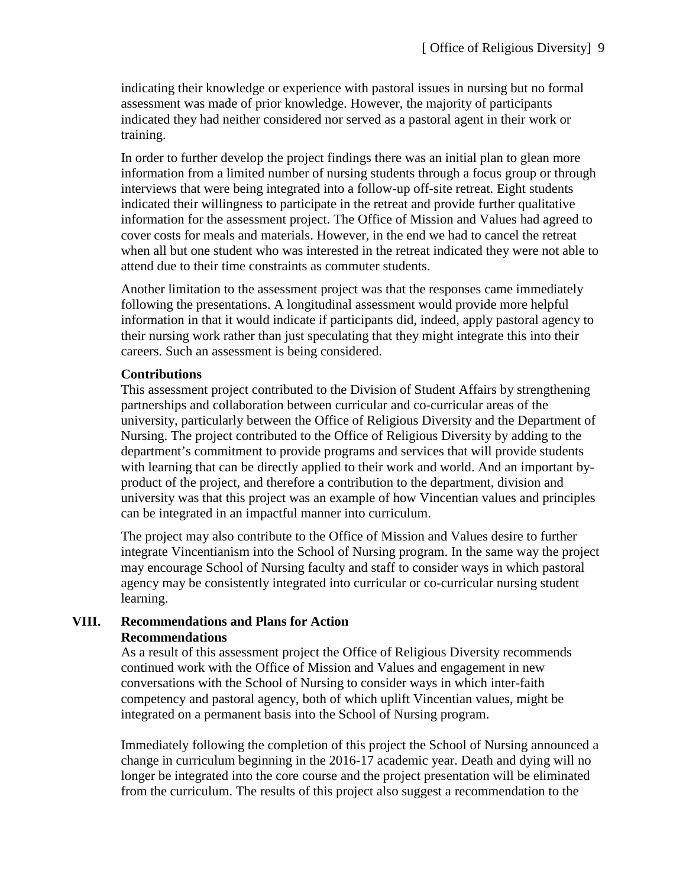indicating their knowledge or experience with pastoral issues in nursing but no formal assessment was made of prior knowledge. However, the majority of participants indicated they had neither considered nor served as a pastoral agent in their work or training.

In order to further develop the project findings there was an initial plan to glean more information from a limited number of nursing students through a focus group or through interviews that were being integrated into a follow-up off-site retreat. Eight students indicated their willingness to participate in the retreat and provide further qualitative information for the assessment project. The Office of Mission and Values had agreed to cover costs for meals and materials. However, in the end we had to cancel the retreat when all but one student who was interested in the retreat indicated they were not able to attend due to their time constraints as commuter students.

Another limitation to the assessment project was that the responses came immediately following the presentations. A longitudinal assessment would provide more helpful information in that it would indicate if participants did, indeed, apply pastoral agency to their nursing work rather than just speculating that they might integrate this into their careers. Such an assessment is being considered.

**Contributions**

This assessment project contributed to the Division of Student Affairs by strengthening partnerships and collaboration between curricular and co-curricular areas of the university, particularly between the Office of Religious Diversity and the Department of Nursing. The project contributed to the Office of Religious Diversity by adding to the department's commitment to provide programs and services that will provide students with learning that can be directly applied to their work and world. And an important by-product of the project, and therefore a contribution to the department, division and university was that this project was an example of how Vincentian values and principles can be integrated in an impactful manner into curriculum.

The project may also contribute to the Office of Mission and Values desire to further integrate Vincentianism into the School of Nursing program. In the same way the project may encourage School of Nursing faculty and staff to consider ways in which pastoral agency may be consistently integrated into curricular or co-curricular nursing student learning.

## VIII. Recommendations and Plans for Action

**Recommendations**

As a result of this assessment project the Office of Religious Diversity recommends continued work with the Office of Mission and Values and engagement in new conversations with the School of Nursing to consider ways in which inter-faith competency and pastoral agency, both of which uplift Vincentian values, might be integrated on a permanent basis into the School of Nursing program.

Immediately following the completion of this project the School of Nursing announced a change in curriculum beginning in the 2016-17 academic year. Death and dying will no longer be integrated into the core course and the project presentation will be eliminated from the curriculum. The results of this project also suggest a recommendation to the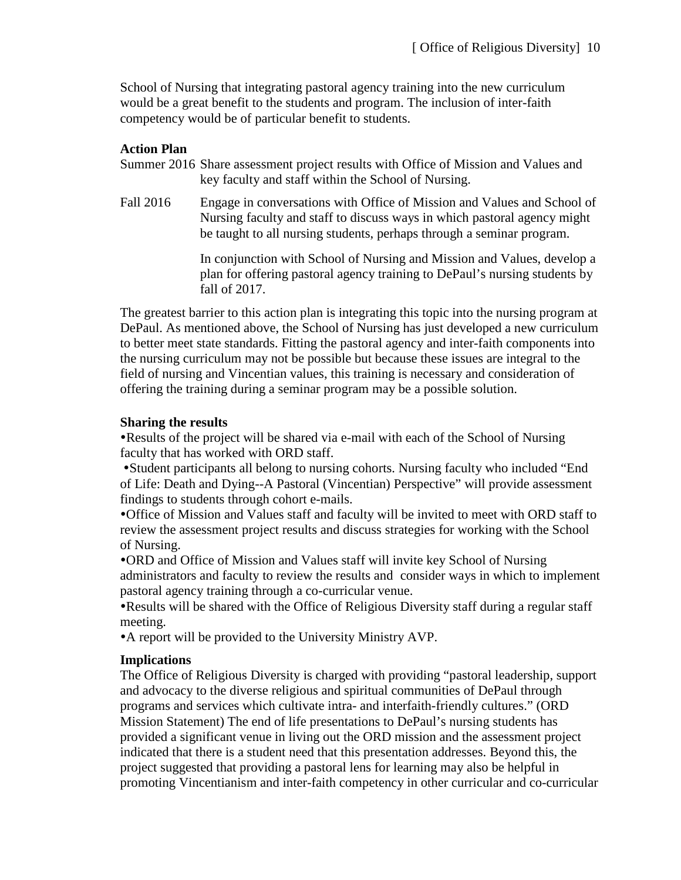School of Nursing that integrating pastoral agency training into the new curriculum would be a great benefit to the students and program. The inclusion of inter-faith competency would be of particular benefit to students.

**Action Plan**

Summer 2016 Share assessment project results with Office of Mission and Values and key faculty and staff within the School of Nursing.

Fall 2016 Engage in conversations with Office of Mission and Values and School of Nursing faculty and staff to discuss ways in which pastoral agency might be taught to all nursing students, perhaps through a seminar program.

In conjunction with School of Nursing and Mission and Values, develop a plan for offering pastoral agency training to DePaul's nursing students by fall of 2017.

The greatest barrier to this action plan is integrating this topic into the nursing program at DePaul. As mentioned above, the School of Nursing has just developed a new curriculum to better meet state standards. Fitting the pastoral agency and inter-faith components into the nursing curriculum may not be possible but because these issues are integral to the field of nursing and Vincentian values, this training is necessary and consideration of offering the training during a seminar program may be a possible solution.

**Sharing the results**

- Results of the project will be shared via e-mail with each of the School of Nursing faculty that has worked with ORD staff.
- Student participants all belong to nursing cohorts. Nursing faculty who included "End of Life: Death and Dying--A Pastoral (Vincentian) Perspective" will provide assessment findings to students through cohort e-mails.
- Office of Mission and Values staff and faculty will be invited to meet with ORD staff to review the assessment project results and discuss strategies for working with the School of Nursing.
- ORD and Office of Mission and Values staff will invite key School of Nursing administrators and faculty to review the results and consider ways in which to implement pastoral agency training through a co-curricular venue.
- Results will be shared with the Office of Religious Diversity staff during a regular staff meeting.
- A report will be provided to the University Ministry AVP.

**Implications**

The Office of Religious Diversity is charged with providing "pastoral leadership, support and advocacy to the diverse religious and spiritual communities of DePaul through programs and services which cultivate intra- and interfaith-friendly cultures." (ORD Mission Statement) The end of life presentations to DePaul's nursing students has provided a significant venue in living out the ORD mission and the assessment project indicated that there is a student need that this presentation addresses. Beyond this, the project suggested that providing a pastoral lens for learning may also be helpful in promoting Vincentianism and inter-faith competency in other curricular and co-curricular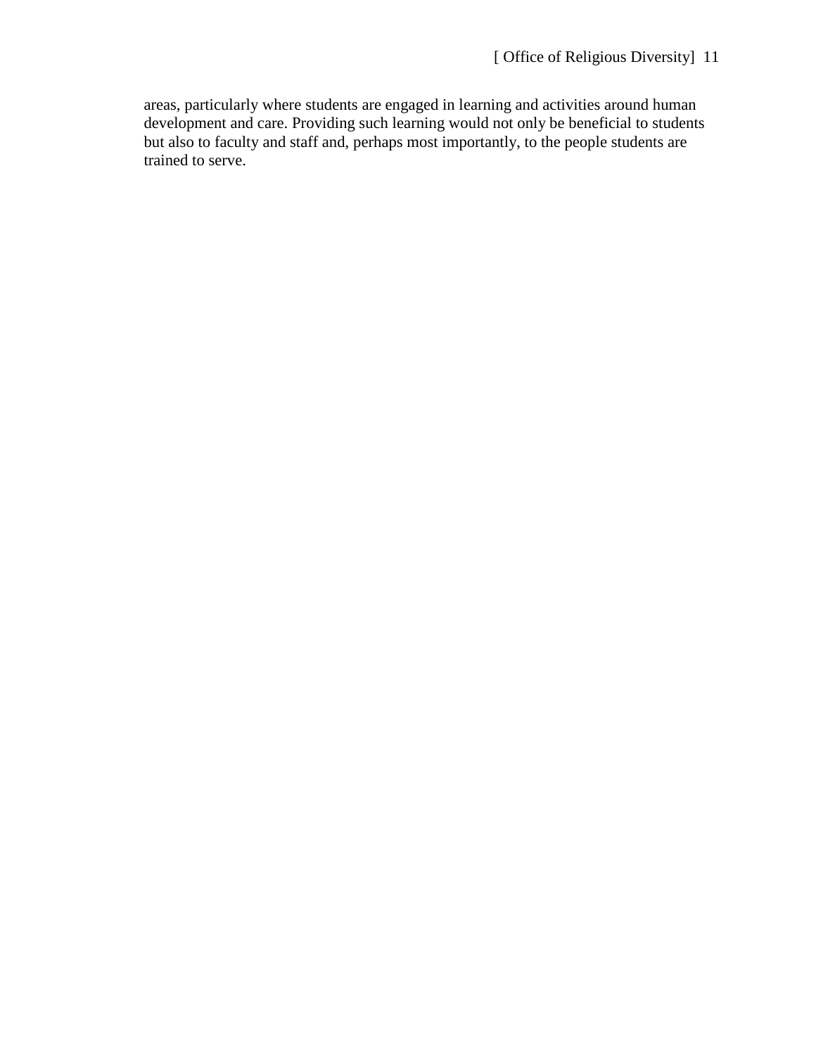areas, particularly where students are engaged in learning and activities around human development and care. Providing such learning would not only be beneficial to students but also to faculty and staff and, perhaps most importantly, to the people students are trained to serve.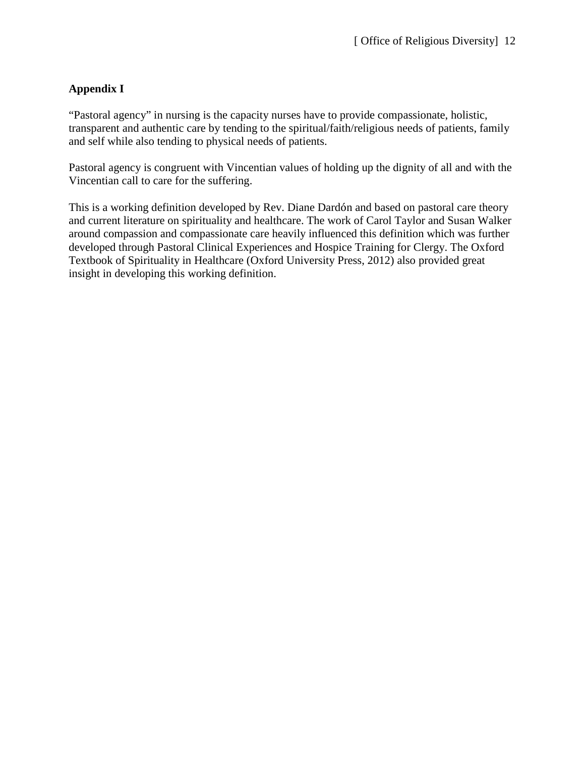**Appendix I**

"Pastoral agency" in nursing is the capacity nurses have to provide compassionate, holistic, transparent and authentic care by tending to the spiritual/faith/religious needs of patients, family and self while also tending to physical needs of patients.

Pastoral agency is congruent with Vincentian values of holding up the dignity of all and with the Vincentian call to care for the suffering.

This is a working definition developed by Rev. Diane Dardón and based on pastoral care theory and current literature on spirituality and healthcare. The work of Carol Taylor and Susan Walker around compassion and compassionate care heavily influenced this definition which was further developed through Pastoral Clinical Experiences and Hospice Training for Clergy. The Oxford Textbook of Spirituality in Healthcare (Oxford University Press, 2012) also provided great insight in developing this working definition.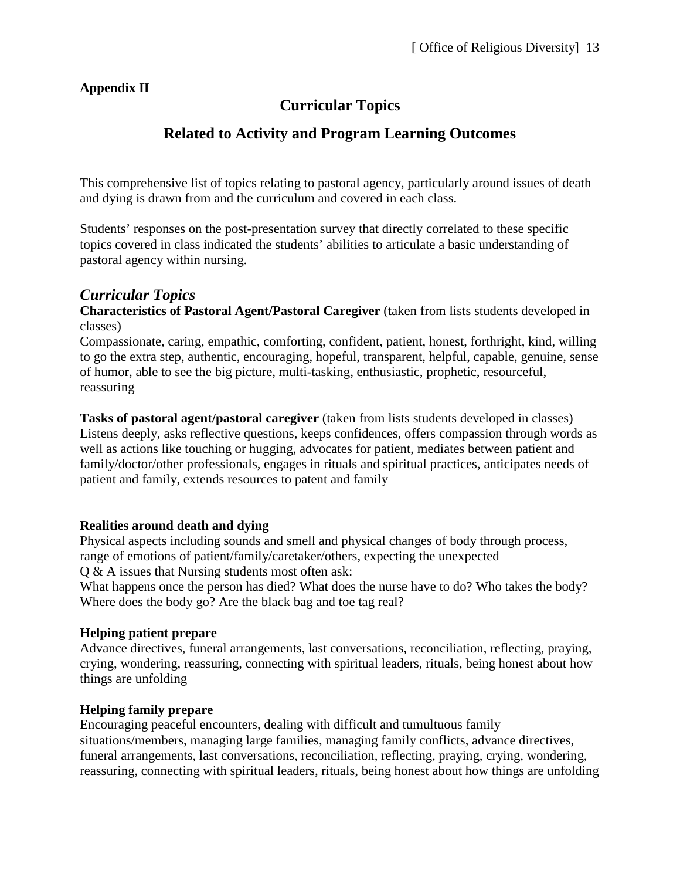**Appendix II**

## Curricular Topics

## Related to Activity and Program Learning Outcomes

This comprehensive list of topics relating to pastoral agency, particularly around issues of death and dying is drawn from and the curriculum and covered in each class.

Students' responses on the post-presentation survey that directly correlated to these specific topics covered in class indicated the students' abilities to articulate a basic understanding of pastoral agency within nursing.

### *Curricular Topics*

**Characteristics of Pastoral Agent/Pastoral Caregiver** (taken from lists students developed in classes)
Compassionate, caring, empathic, comforting, confident, patient, honest, forthright, kind, willing to go the extra step, authentic, encouraging, hopeful, transparent, helpful, capable, genuine, sense of humor, able to see the big picture, multi-tasking, enthusiastic, prophetic, resourceful, reassuring

**Tasks of pastoral agent/pastoral caregiver** (taken from lists students developed in classes)
Listens deeply, asks reflective questions, keeps confidences, offers compassion through words as well as actions like touching or hugging, advocates for patient, mediates between patient and family/doctor/other professionals, engages in rituals and spiritual practices, anticipates needs of patient and family, extends resources to patent and family

**Realities around death and dying**
Physical aspects including sounds and smell and physical changes of body through process, range of emotions of patient/family/caretaker/others, expecting the unexpected
Q & A issues that Nursing students most often ask:
What happens once the person has died? What does the nurse have to do? Who takes the body? Where does the body go? Are the black bag and toe tag real?

**Helping patient prepare**
Advance directives, funeral arrangements, last conversations, reconciliation, reflecting, praying, crying, wondering, reassuring, connecting with spiritual leaders, rituals, being honest about how things are unfolding

**Helping family prepare**
Encouraging peaceful encounters, dealing with difficult and tumultuous family situations/members, managing large families, managing family conflicts, advance directives, funeral arrangements, last conversations, reconciliation, reflecting, praying, crying, wondering, reassuring, connecting with spiritual leaders, rituals, being honest about how things are unfolding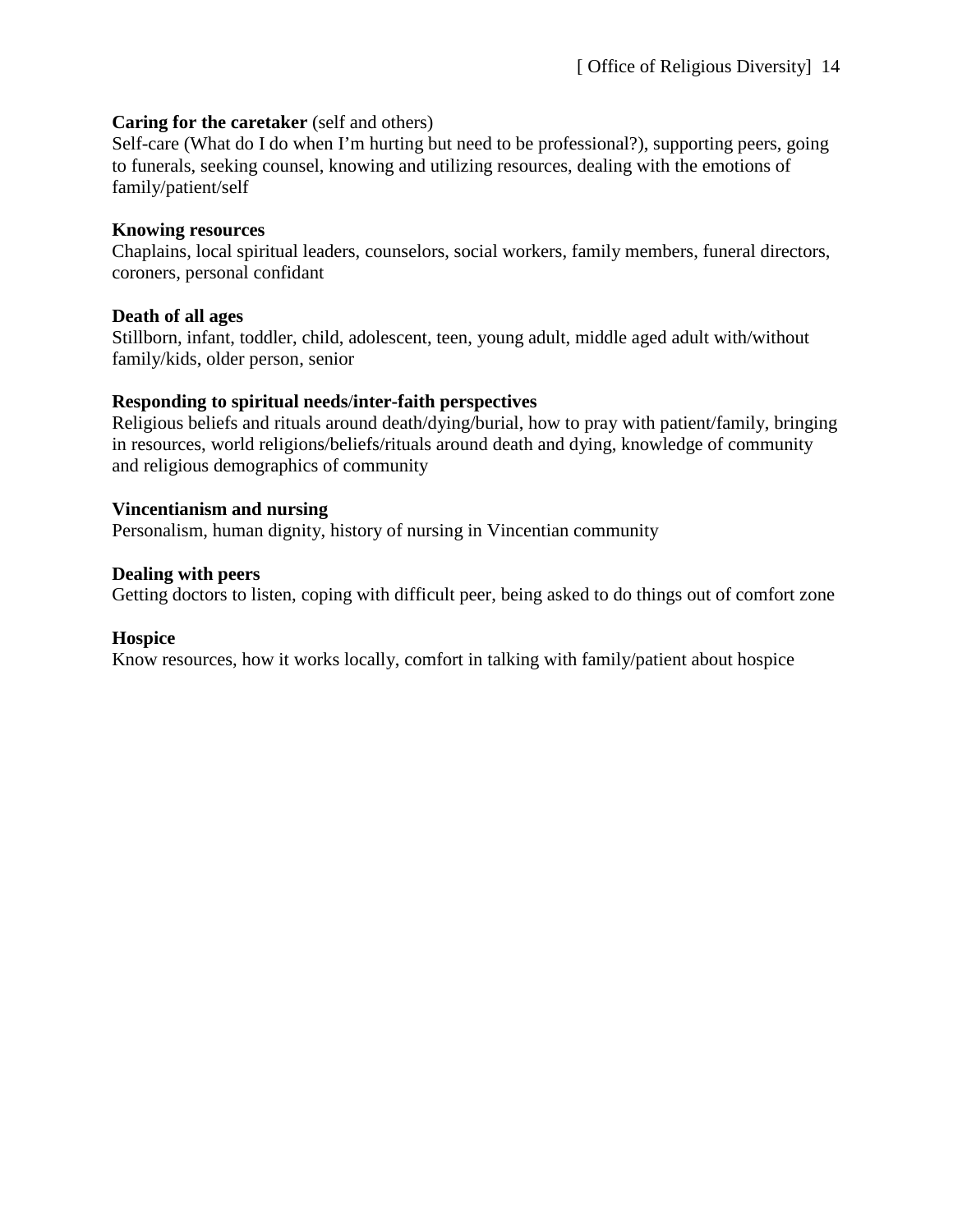**Caring for the caretaker** (self and others)
Self-care (What do I do when I'm hurting but need to be professional?), supporting peers, going to funerals, seeking counsel, knowing and utilizing resources, dealing with the emotions of family/patient/self

**Knowing resources**
Chaplains, local spiritual leaders, counselors, social workers, family members, funeral directors, coroners, personal confidant

**Death of all ages**
Stillborn, infant, toddler, child, adolescent, teen, young adult, middle aged adult with/without family/kids, older person, senior

**Responding to spiritual needs/inter-faith perspectives**
Religious beliefs and rituals around death/dying/burial, how to pray with patient/family, bringing in resources, world religions/beliefs/rituals around death and dying, knowledge of community and religious demographics of community

**Vincentianism and nursing**
Personalism, human dignity, history of nursing in Vincentian community

**Dealing with peers**
Getting doctors to listen, coping with difficult peer, being asked to do things out of comfort zone

**Hospice**
Know resources, how it works locally, comfort in talking with family/patient about hospice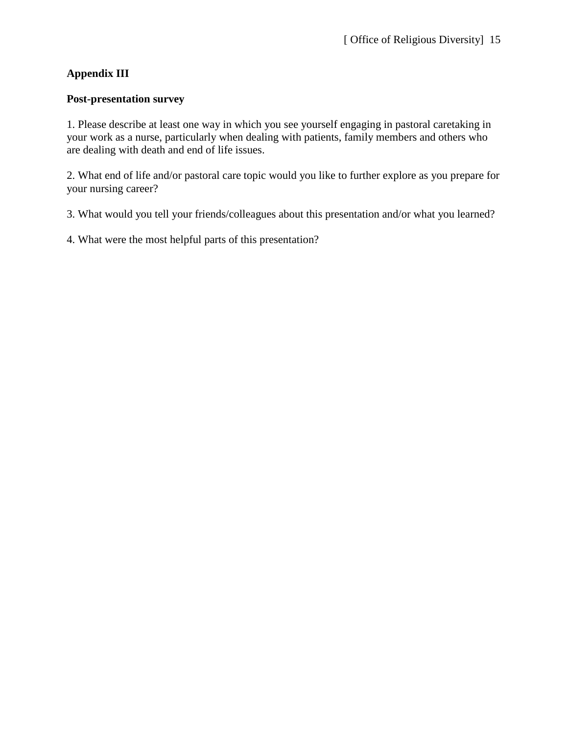**Appendix III**

**Post-presentation survey**

1. Please describe at least one way in which you see yourself engaging in pastoral caretaking in your work as a nurse, particularly when dealing with patients, family members and others who are dealing with death and end of life issues.

2. What end of life and/or pastoral care topic would you like to further explore as you prepare for your nursing career?

3. What would you tell your friends/colleagues about this presentation and/or what you learned?

4. What were the most helpful parts of this presentation?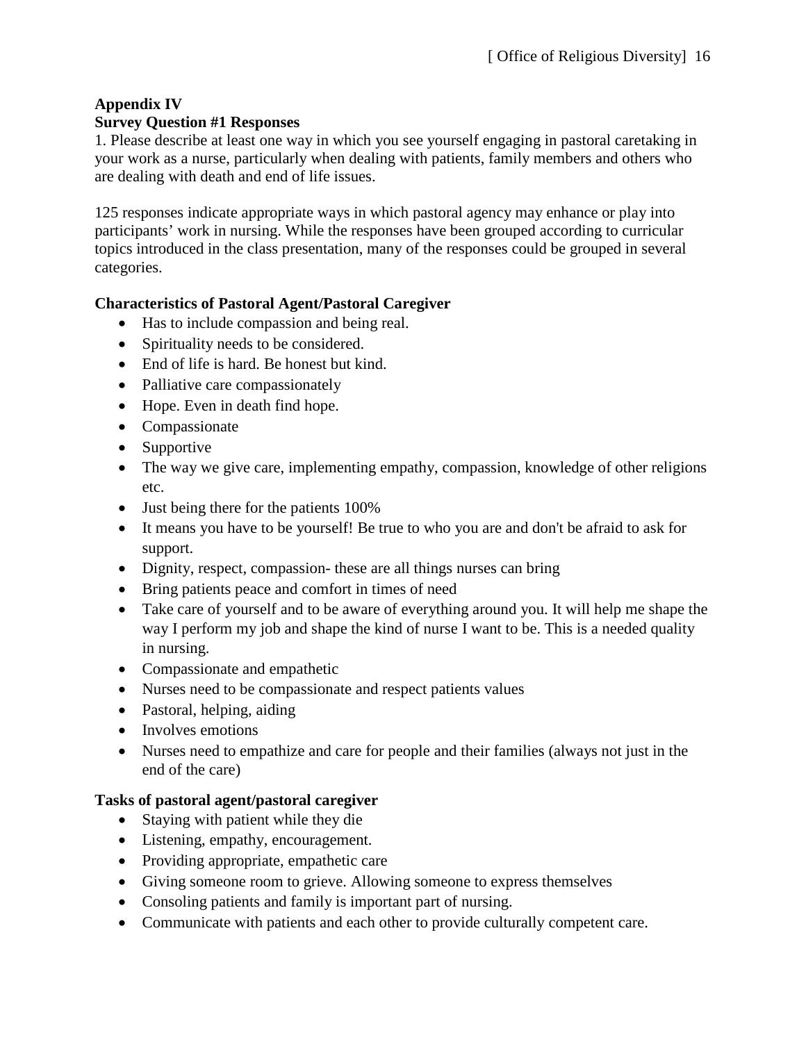**Appendix IV**
**Survey Question #1 Responses**

1. Please describe at least one way in which you see yourself engaging in pastoral caretaking in your work as a nurse, particularly when dealing with patients, family members and others who are dealing with death and end of life issues.

125 responses indicate appropriate ways in which pastoral agency may enhance or play into participants' work in nursing. While the responses have been grouped according to curricular topics introduced in the class presentation, many of the responses could be grouped in several categories.

**Characteristics of Pastoral Agent/Pastoral Caregiver**

- Has to include compassion and being real.
- Spirituality needs to be considered.
- End of life is hard. Be honest but kind.
- Palliative care compassionately
- Hope. Even in death find hope.
- Compassionate
- Supportive
- The way we give care, implementing empathy, compassion, knowledge of other religions etc.
- Just being there for the patients 100%
- It means you have to be yourself! Be true to who you are and don't be afraid to ask for support.
- Dignity, respect, compassion- these are all things nurses can bring
- Bring patients peace and comfort in times of need
- Take care of yourself and to be aware of everything around you. It will help me shape the way I perform my job and shape the kind of nurse I want to be. This is a needed quality in nursing.
- Compassionate and empathetic
- Nurses need to be compassionate and respect patients values
- Pastoral, helping, aiding
- Involves emotions
- Nurses need to empathize and care for people and their families (always not just in the end of the care)

**Tasks of pastoral agent/pastoral caregiver**

- Staying with patient while they die
- Listening, empathy, encouragement.
- Providing appropriate, empathetic care
- Giving someone room to grieve. Allowing someone to express themselves
- Consoling patients and family is important part of nursing.
- Communicate with patients and each other to provide culturally competent care.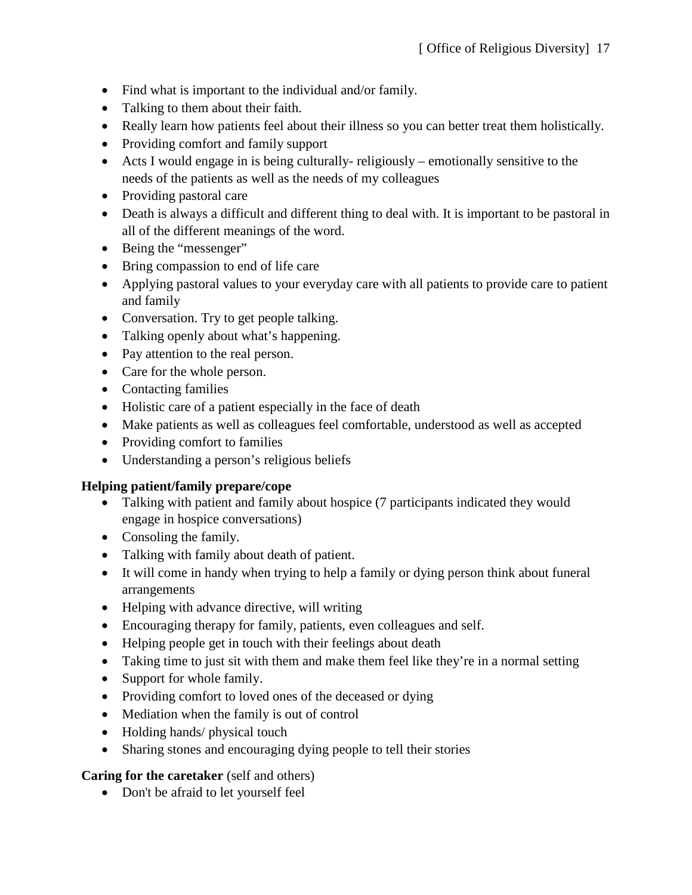- Find what is important to the individual and/or family.
- Talking to them about their faith.
- Really learn how patients feel about their illness so you can better treat them holistically.
- Providing comfort and family support
- Acts I would engage in is being culturally- religiously – emotionally sensitive to the needs of the patients as well as the needs of my colleagues
- Providing pastoral care
- Death is always a difficult and different thing to deal with. It is important to be pastoral in all of the different meanings of the word.
- Being the "messenger"
- Bring compassion to end of life care
- Applying pastoral values to your everyday care with all patients to provide care to patient and family
- Conversation. Try to get people talking.
- Talking openly about what's happening.
- Pay attention to the real person.
- Care for the whole person.
- Contacting families
- Holistic care of a patient especially in the face of death
- Make patients as well as colleagues feel comfortable, understood as well as accepted
- Providing comfort to families
- Understanding a person's religious beliefs

**Helping patient/family prepare/cope**

- Talking with patient and family about hospice (7 participants indicated they would engage in hospice conversations)
- Consoling the family.
- Talking with family about death of patient.
- It will come in handy when trying to help a family or dying person think about funeral arrangements
- Helping with advance directive, will writing
- Encouraging therapy for family, patients, even colleagues and self.
- Helping people get in touch with their feelings about death
- Taking time to just sit with them and make them feel like they're in a normal setting
- Support for whole family.
- Providing comfort to loved ones of the deceased or dying
- Mediation when the family is out of control
- Holding hands/ physical touch
- Sharing stones and encouraging dying people to tell their stories

**Caring for the caretaker** (self and others)

- Don't be afraid to let yourself feel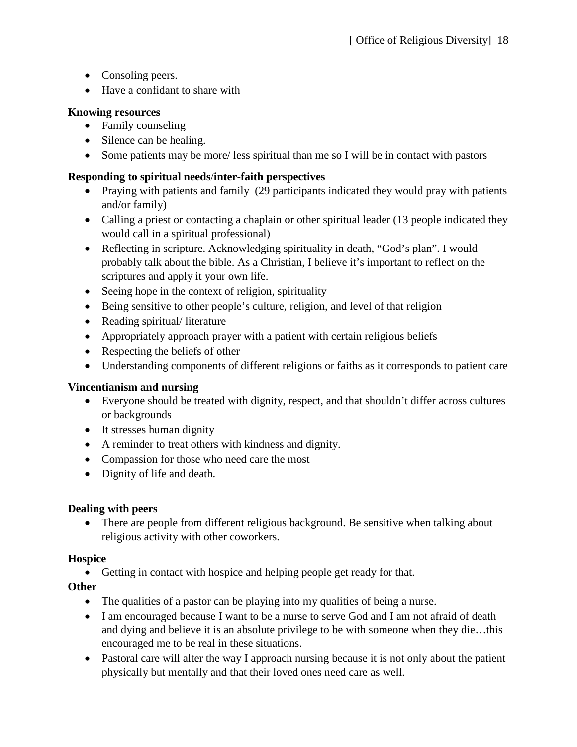- Consoling peers.
- Have a confidant to share with

**Knowing resources**

- Family counseling
- Silence can be healing.
- Some patients may be more/ less spiritual than me so I will be in contact with pastors

**Responding to spiritual needs/inter-faith perspectives**

- Praying with patients and family  (29 participants indicated they would pray with patients and/or family)
- Calling a priest or contacting a chaplain or other spiritual leader (13 people indicated they would call in a spiritual professional)
- Reflecting in scripture. Acknowledging spirituality in death, "God's plan". I would probably talk about the bible. As a Christian, I believe it's important to reflect on the scriptures and apply it your own life.
- Seeing hope in the context of religion, spirituality
- Being sensitive to other people's culture, religion, and level of that religion
- Reading spiritual/ literature
- Appropriately approach prayer with a patient with certain religious beliefs
- Respecting the beliefs of other
- Understanding components of different religions or faiths as it corresponds to patient care

**Vincentianism and nursing**

- Everyone should be treated with dignity, respect, and that shouldn't differ across cultures or backgrounds
- It stresses human dignity
- A reminder to treat others with kindness and dignity.
- Compassion for those who need care the most
- Dignity of life and death.

**Dealing with peers**

- There are people from different religious background. Be sensitive when talking about religious activity with other coworkers.

**Hospice**

- Getting in contact with hospice and helping people get ready for that.

**Other**

- The qualities of a pastor can be playing into my qualities of being a nurse.
- I am encouraged because I want to be a nurse to serve God and I am not afraid of death and dying and believe it is an absolute privilege to be with someone when they die…this encouraged me to be real in these situations.
- Pastoral care will alter the way I approach nursing because it is not only about the patient physically but mentally and that their loved ones need care as well.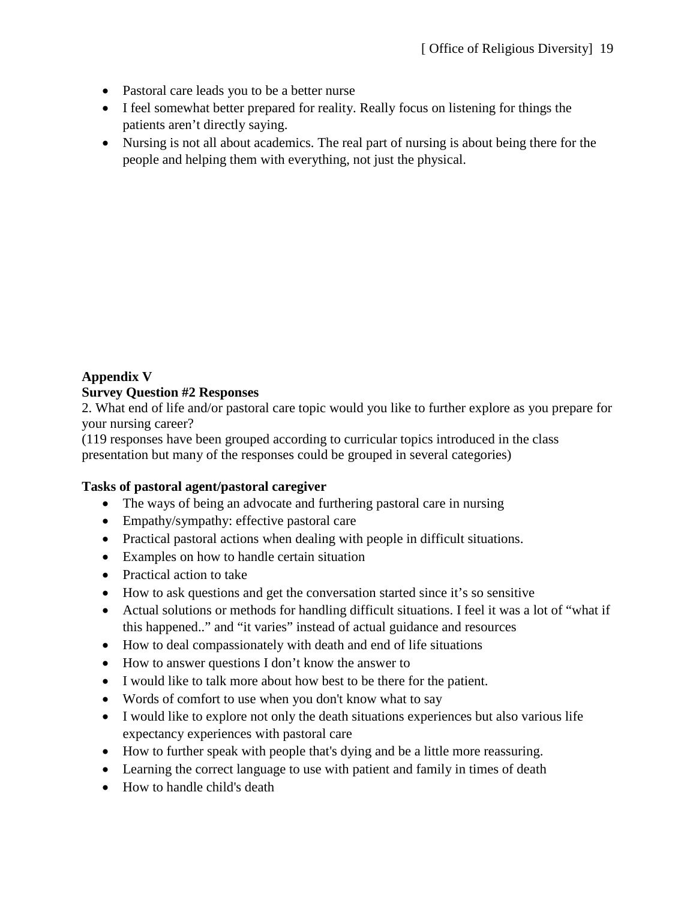- Pastoral care leads you to be a better nurse
- I feel somewhat better prepared for reality. Really focus on listening for things the patients aren't directly saying.
- Nursing is not all about academics. The real part of nursing is about being there for the people and helping them with everything, not just the physical.

**Appendix V**
**Survey Question #2 Responses**

2. What end of life and/or pastoral care topic would you like to further explore as you prepare for your nursing career?

(119 responses have been grouped according to curricular topics introduced in the class presentation but many of the responses could be grouped in several categories)

**Tasks of pastoral agent/pastoral caregiver**

- The ways of being an advocate and furthering pastoral care in nursing
- Empathy/sympathy: effective pastoral care
- Practical pastoral actions when dealing with people in difficult situations.
- Examples on how to handle certain situation
- Practical action to take
- How to ask questions and get the conversation started since it's so sensitive
- Actual solutions or methods for handling difficult situations. I feel it was a lot of "what if this happened.." and "it varies" instead of actual guidance and resources
- How to deal compassionately with death and end of life situations
- How to answer questions I don't know the answer to
- I would like to talk more about how best to be there for the patient.
- Words of comfort to use when you don't know what to say
- I would like to explore not only the death situations experiences but also various life expectancy experiences with pastoral care
- How to further speak with people that's dying and be a little more reassuring.
- Learning the correct language to use with patient and family in times of death
- How to handle child's death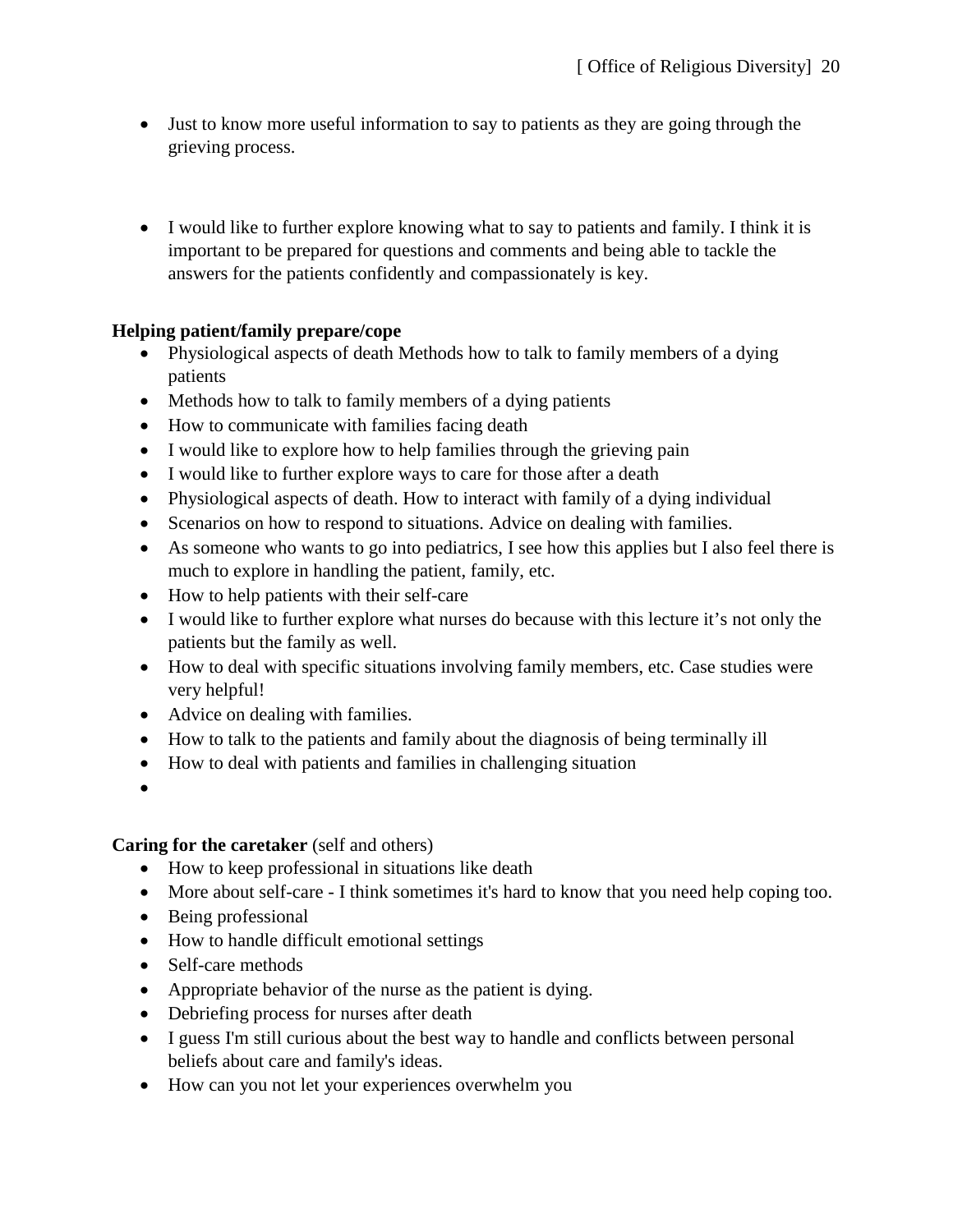- Just to know more useful information to say to patients as they are going through the grieving process.

- I would like to further explore knowing what to say to patients and family. I think it is important to be prepared for questions and comments and being able to tackle the answers for the patients confidently and compassionately is key.

**Helping patient/family prepare/cope**

- Physiological aspects of death Methods how to talk to family members of a dying patients
- Methods how to talk to family members of a dying patients
- How to communicate with families facing death
- I would like to explore how to help families through the grieving pain
- I would like to further explore ways to care for those after a death
- Physiological aspects of death. How to interact with family of a dying individual
- Scenarios on how to respond to situations. Advice on dealing with families.
- As someone who wants to go into pediatrics, I see how this applies but I also feel there is much to explore in handling the patient, family, etc.
- How to help patients with their self-care
- I would like to further explore what nurses do because with this lecture it's not only the patients but the family as well.
- How to deal with specific situations involving family members, etc. Case studies were very helpful!
- Advice on dealing with families.
- How to talk to the patients and family about the diagnosis of being terminally ill
- How to deal with patients and families in challenging situation
-

**Caring for the caretaker** (self and others)

- How to keep professional in situations like death
- More about self-care - I think sometimes it's hard to know that you need help coping too.
- Being professional
- How to handle difficult emotional settings
- Self-care methods
- Appropriate behavior of the nurse as the patient is dying.
- Debriefing process for nurses after death
- I guess I'm still curious about the best way to handle and conflicts between personal beliefs about care and family's ideas.
- How can you not let your experiences overwhelm you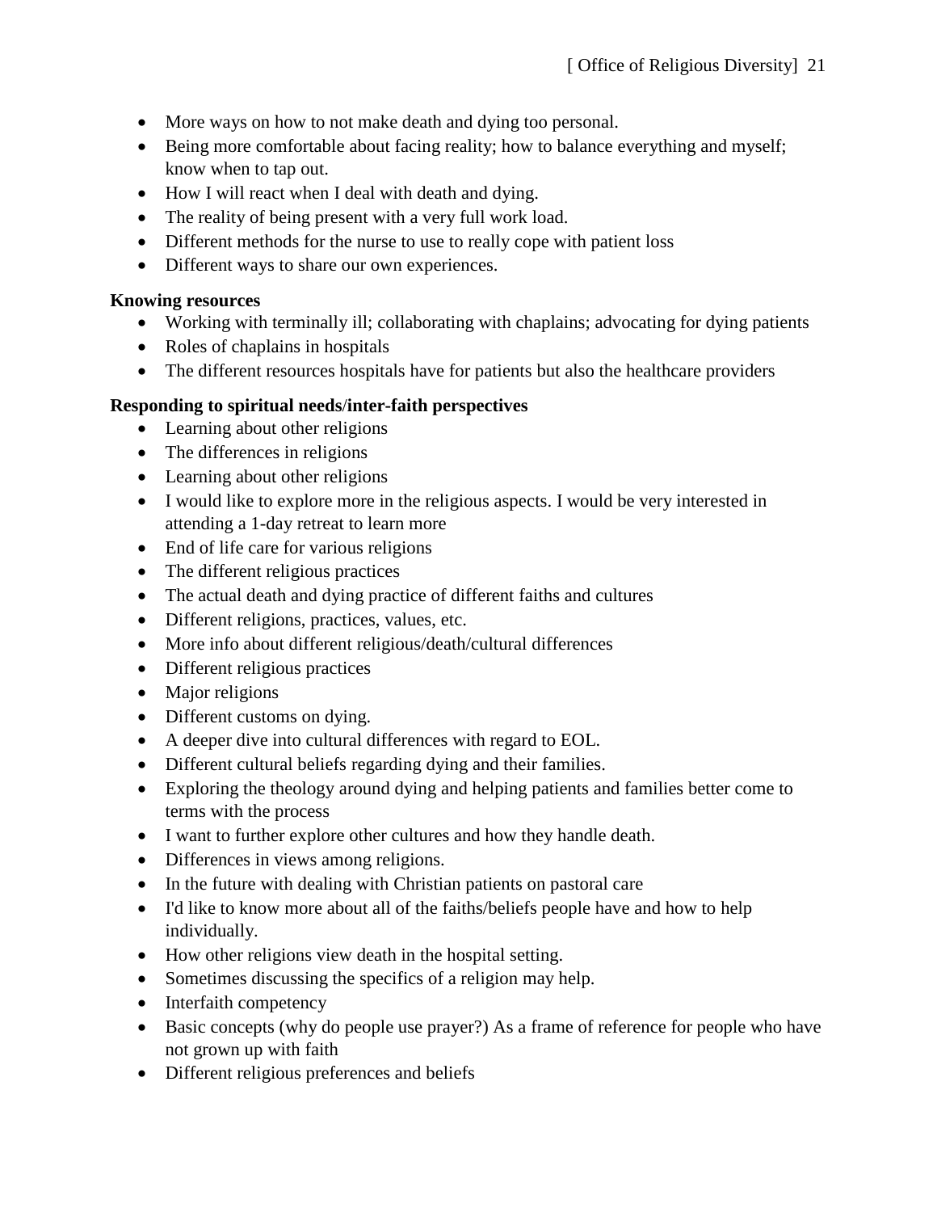- More ways on how to not make death and dying too personal.
- Being more comfortable about facing reality; how to balance everything and myself; know when to tap out.
- How I will react when I deal with death and dying.
- The reality of being present with a very full work load.
- Different methods for the nurse to use to really cope with patient loss
- Different ways to share our own experiences.

**Knowing resources**

- Working with terminally ill; collaborating with chaplains; advocating for dying patients
- Roles of chaplains in hospitals
- The different resources hospitals have for patients but also the healthcare providers

**Responding to spiritual needs/inter-faith perspectives**

- Learning about other religions
- The differences in religions
- Learning about other religions
- I would like to explore more in the religious aspects. I would be very interested in attending a 1-day retreat to learn more
- End of life care for various religions
- The different religious practices
- The actual death and dying practice of different faiths and cultures
- Different religions, practices, values, etc.
- More info about different religious/death/cultural differences
- Different religious practices
- Major religions
- Different customs on dying.
- A deeper dive into cultural differences with regard to EOL.
- Different cultural beliefs regarding dying and their families.
- Exploring the theology around dying and helping patients and families better come to terms with the process
- I want to further explore other cultures and how they handle death.
- Differences in views among religions.
- In the future with dealing with Christian patients on pastoral care
- I'd like to know more about all of the faiths/beliefs people have and how to help individually.
- How other religions view death in the hospital setting.
- Sometimes discussing the specifics of a religion may help.
- Interfaith competency
- Basic concepts (why do people use prayer?) As a frame of reference for people who have not grown up with faith
- Different religious preferences and beliefs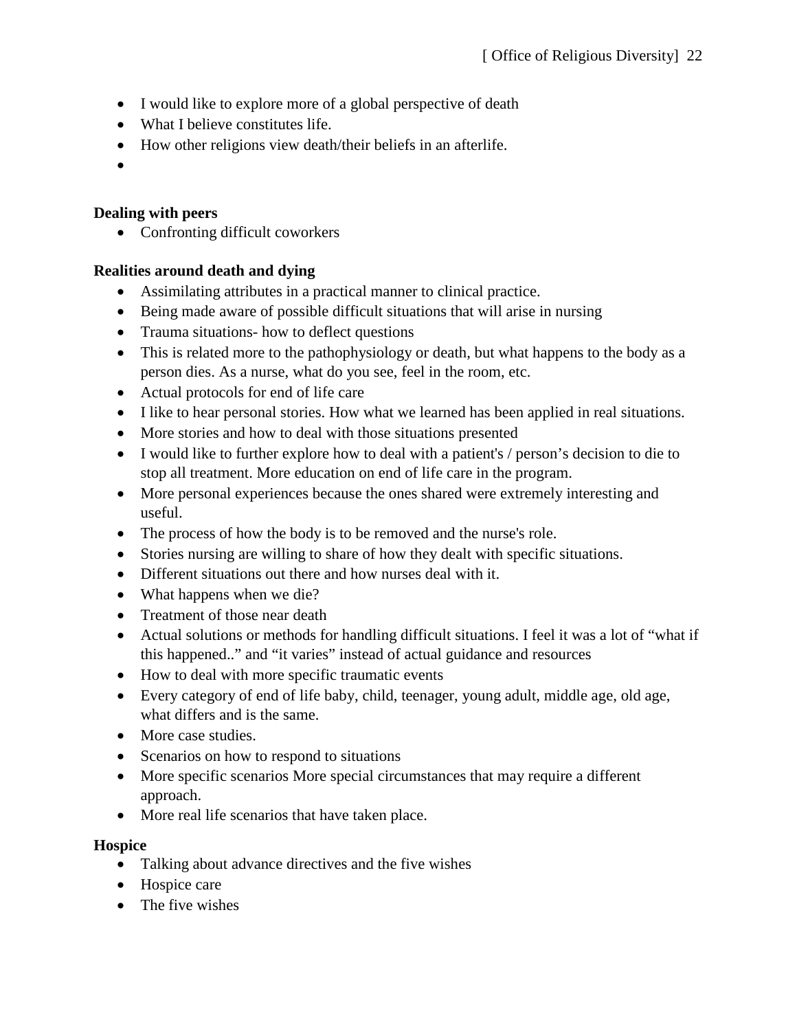- I would like to explore more of a global perspective of death
- What I believe constitutes life.
- How other religions view death/their beliefs in an afterlife.
-

**Dealing with peers**

- Confronting difficult coworkers

**Realities around death and dying**

- Assimilating attributes in a practical manner to clinical practice.
- Being made aware of possible difficult situations that will arise in nursing
- Trauma situations- how to deflect questions
- This is related more to the pathophysiology or death, but what happens to the body as a person dies. As a nurse, what do you see, feel in the room, etc.
- Actual protocols for end of life care
- I like to hear personal stories. How what we learned has been applied in real situations.
- More stories and how to deal with those situations presented
- I would like to further explore how to deal with a patient's / person's decision to die to stop all treatment. More education on end of life care in the program.
- More personal experiences because the ones shared were extremely interesting and useful.
- The process of how the body is to be removed and the nurse's role.
- Stories nursing are willing to share of how they dealt with specific situations.
- Different situations out there and how nurses deal with it.
- What happens when we die?
- Treatment of those near death
- Actual solutions or methods for handling difficult situations. I feel it was a lot of "what if this happened.." and "it varies" instead of actual guidance and resources
- How to deal with more specific traumatic events
- Every category of end of life baby, child, teenager, young adult, middle age, old age, what differs and is the same.
- More case studies.
- Scenarios on how to respond to situations
- More specific scenarios More special circumstances that may require a different approach.
- More real life scenarios that have taken place.

**Hospice**

- Talking about advance directives and the five wishes
- Hospice care
- The five wishes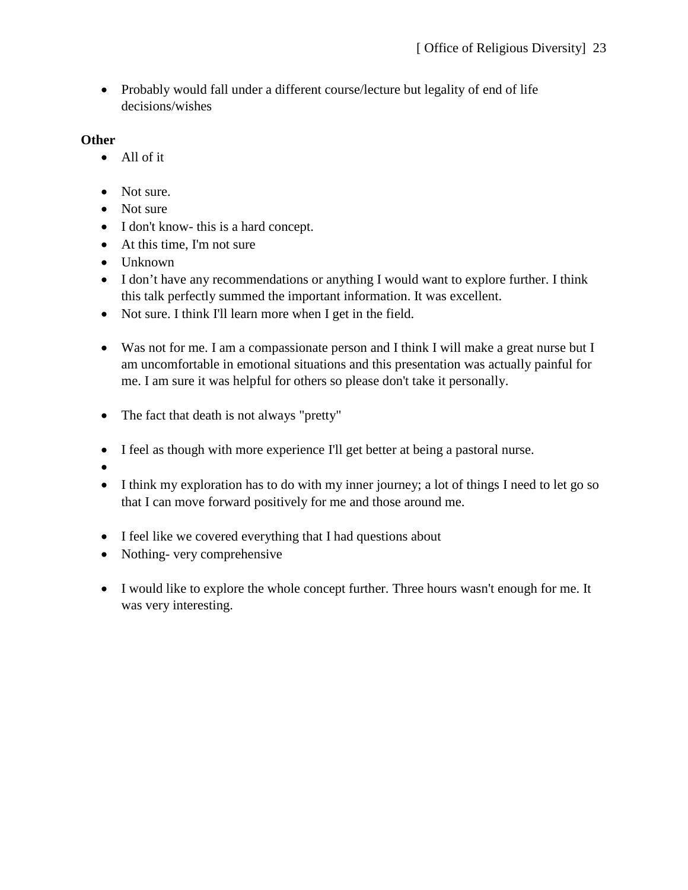- Probably would fall under a different course/lecture but legality of end of life decisions/wishes

**Other**

- All of it

- Not sure.
- Not sure
- I don't know- this is a hard concept.
- At this time, I'm not sure
- Unknown
- I don't have any recommendations or anything I would want to explore further. I think this talk perfectly summed the important information. It was excellent.
- Not sure. I think I'll learn more when I get in the field.

- Was not for me. I am a compassionate person and I think I will make a great nurse but I am uncomfortable in emotional situations and this presentation was actually painful for me. I am sure it was helpful for others so please don't take it personally.

- The fact that death is not always "pretty"

- I feel as though with more experience I'll get better at being a pastoral nurse.
- 
- I think my exploration has to do with my inner journey; a lot of things I need to let go so that I can move forward positively for me and those around me.

- I feel like we covered everything that I had questions about
- Nothing- very comprehensive

- I would like to explore the whole concept further. Three hours wasn't enough for me. It was very interesting.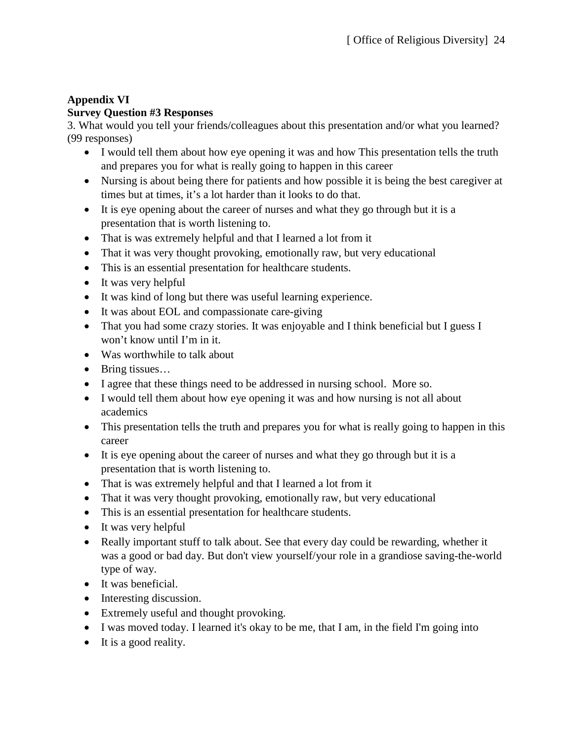**Appendix VI**

**Survey Question #3 Responses**

3. What would you tell your friends/colleagues about this presentation and/or what you learned? (99 responses)

- I would tell them about how eye opening it was and how This presentation tells the truth and prepares you for what is really going to happen in this career
- Nursing is about being there for patients and how possible it is being the best caregiver at times but at times, it's a lot harder than it looks to do that.
- It is eye opening about the career of nurses and what they go through but it is a presentation that is worth listening to.
- That is was extremely helpful and that I learned a lot from it
- That it was very thought provoking, emotionally raw, but very educational
- This is an essential presentation for healthcare students.
- It was very helpful
- It was kind of long but there was useful learning experience.
- It was about EOL and compassionate care-giving
- That you had some crazy stories. It was enjoyable and I think beneficial but I guess I won't know until I'm in it.
- Was worthwhile to talk about
- Bring tissues…
- I agree that these things need to be addressed in nursing school. More so.
- I would tell them about how eye opening it was and how nursing is not all about academics
- This presentation tells the truth and prepares you for what is really going to happen in this career
- It is eye opening about the career of nurses and what they go through but it is a presentation that is worth listening to.
- That is was extremely helpful and that I learned a lot from it
- That it was very thought provoking, emotionally raw, but very educational
- This is an essential presentation for healthcare students.
- It was very helpful
- Really important stuff to talk about. See that every day could be rewarding, whether it was a good or bad day. But don't view yourself/your role in a grandiose saving-the-world type of way.
- It was beneficial.
- Interesting discussion.
- Extremely useful and thought provoking.
- I was moved today. I learned it's okay to be me, that I am, in the field I'm going into
- It is a good reality.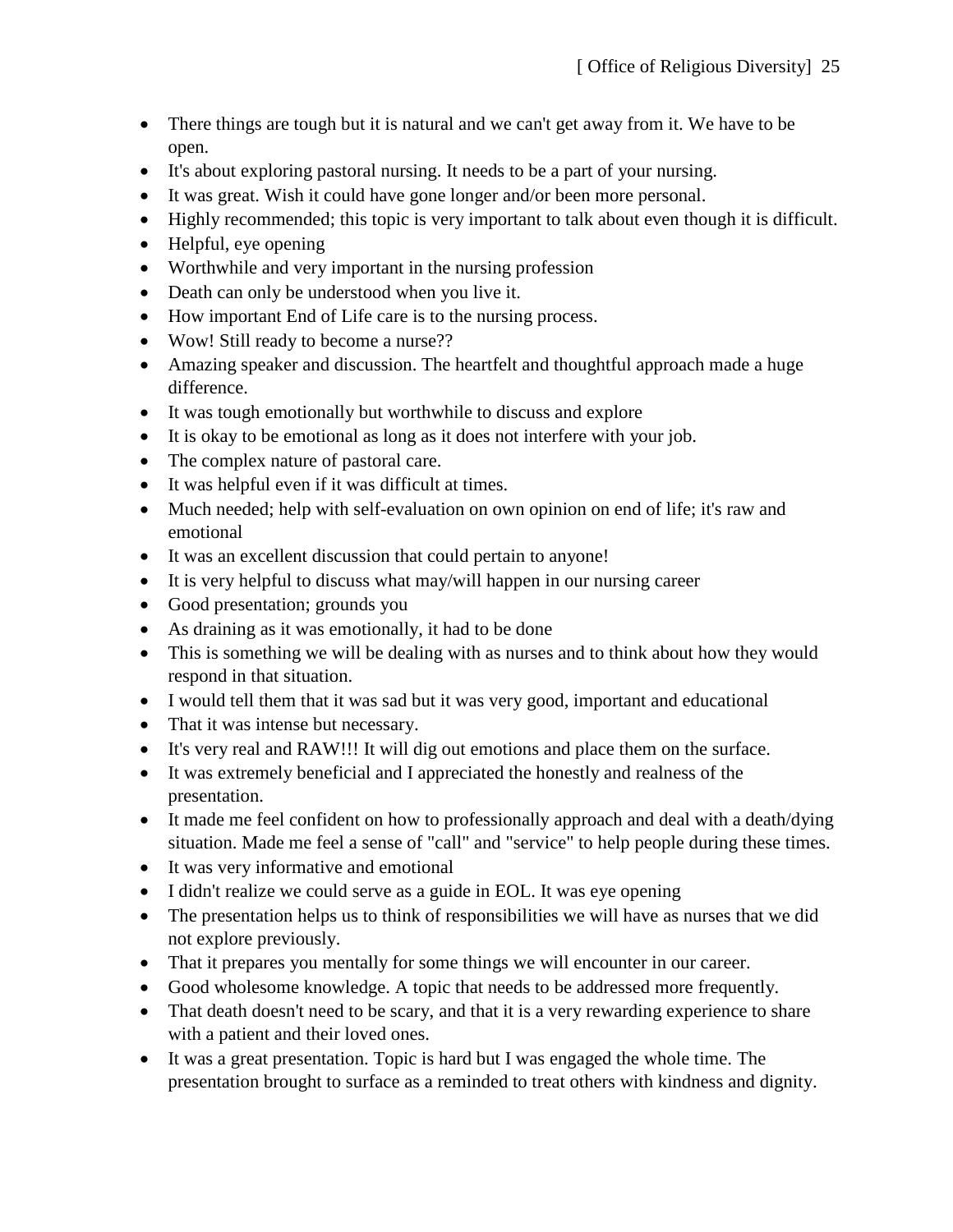- There things are tough but it is natural and we can't get away from it. We have to be open.
- It's about exploring pastoral nursing. It needs to be a part of your nursing.
- It was great. Wish it could have gone longer and/or been more personal.
- Highly recommended; this topic is very important to talk about even though it is difficult.
- Helpful, eye opening
- Worthwhile and very important in the nursing profession
- Death can only be understood when you live it.
- How important End of Life care is to the nursing process.
- Wow! Still ready to become a nurse??
- Amazing speaker and discussion. The heartfelt and thoughtful approach made a huge difference.
- It was tough emotionally but worthwhile to discuss and explore
- It is okay to be emotional as long as it does not interfere with your job.
- The complex nature of pastoral care.
- It was helpful even if it was difficult at times.
- Much needed; help with self-evaluation on own opinion on end of life; it's raw and emotional
- It was an excellent discussion that could pertain to anyone!
- It is very helpful to discuss what may/will happen in our nursing career
- Good presentation; grounds you
- As draining as it was emotionally, it had to be done
- This is something we will be dealing with as nurses and to think about how they would respond in that situation.
- I would tell them that it was sad but it was very good, important and educational
- That it was intense but necessary.
- It's very real and RAW!!! It will dig out emotions and place them on the surface.
- It was extremely beneficial and I appreciated the honestly and realness of the presentation.
- It made me feel confident on how to professionally approach and deal with a death/dying situation. Made me feel a sense of "call" and "service" to help people during these times.
- It was very informative and emotional
- I didn't realize we could serve as a guide in EOL. It was eye opening
- The presentation helps us to think of responsibilities we will have as nurses that we did not explore previously.
- That it prepares you mentally for some things we will encounter in our career.
- Good wholesome knowledge. A topic that needs to be addressed more frequently.
- That death doesn't need to be scary, and that it is a very rewarding experience to share with a patient and their loved ones.
- It was a great presentation. Topic is hard but I was engaged the whole time. The presentation brought to surface as a reminded to treat others with kindness and dignity.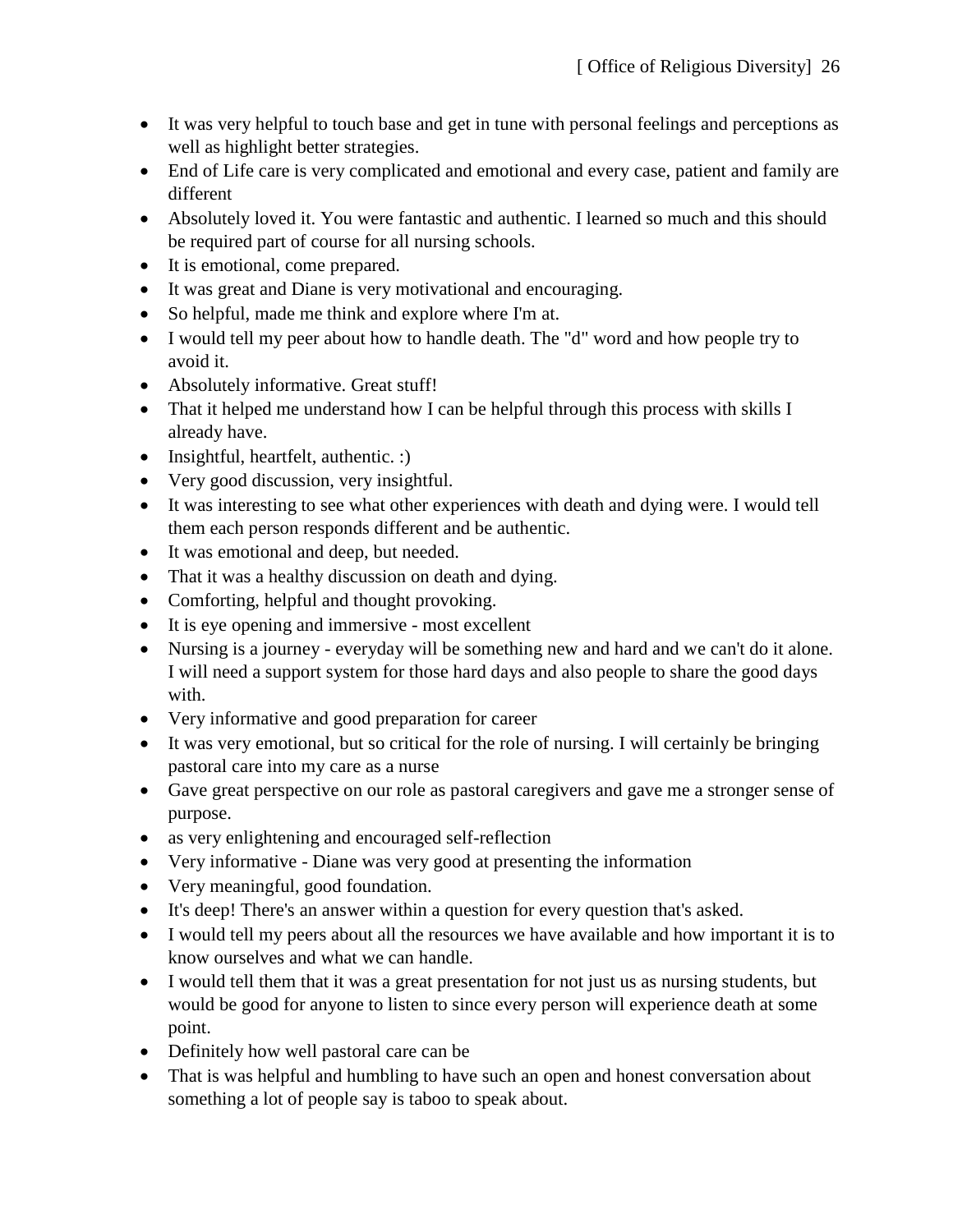- It was very helpful to touch base and get in tune with personal feelings and perceptions as well as highlight better strategies.
- End of Life care is very complicated and emotional and every case, patient and family are different
- Absolutely loved it. You were fantastic and authentic. I learned so much and this should be required part of course for all nursing schools.
- It is emotional, come prepared.
- It was great and Diane is very motivational and encouraging.
- So helpful, made me think and explore where I'm at.
- I would tell my peer about how to handle death. The "d" word and how people try to avoid it.
- Absolutely informative. Great stuff!
- That it helped me understand how I can be helpful through this process with skills I already have.
- Insightful, heartfelt, authentic. :)
- Very good discussion, very insightful.
- It was interesting to see what other experiences with death and dying were. I would tell them each person responds different and be authentic.
- It was emotional and deep, but needed.
- That it was a healthy discussion on death and dying.
- Comforting, helpful and thought provoking.
- It is eye opening and immersive - most excellent
- Nursing is a journey - everyday will be something new and hard and we can't do it alone. I will need a support system for those hard days and also people to share the good days with.
- Very informative and good preparation for career
- It was very emotional, but so critical for the role of nursing. I will certainly be bringing pastoral care into my care as a nurse
- Gave great perspective on our role as pastoral caregivers and gave me a stronger sense of purpose.
- as very enlightening and encouraged self-reflection
- Very informative - Diane was very good at presenting the information
- Very meaningful, good foundation.
- It's deep! There's an answer within a question for every question that's asked.
- I would tell my peers about all the resources we have available and how important it is to know ourselves and what we can handle.
- I would tell them that it was a great presentation for not just us as nursing students, but would be good for anyone to listen to since every person will experience death at some point.
- Definitely how well pastoral care can be
- That is was helpful and humbling to have such an open and honest conversation about something a lot of people say is taboo to speak about.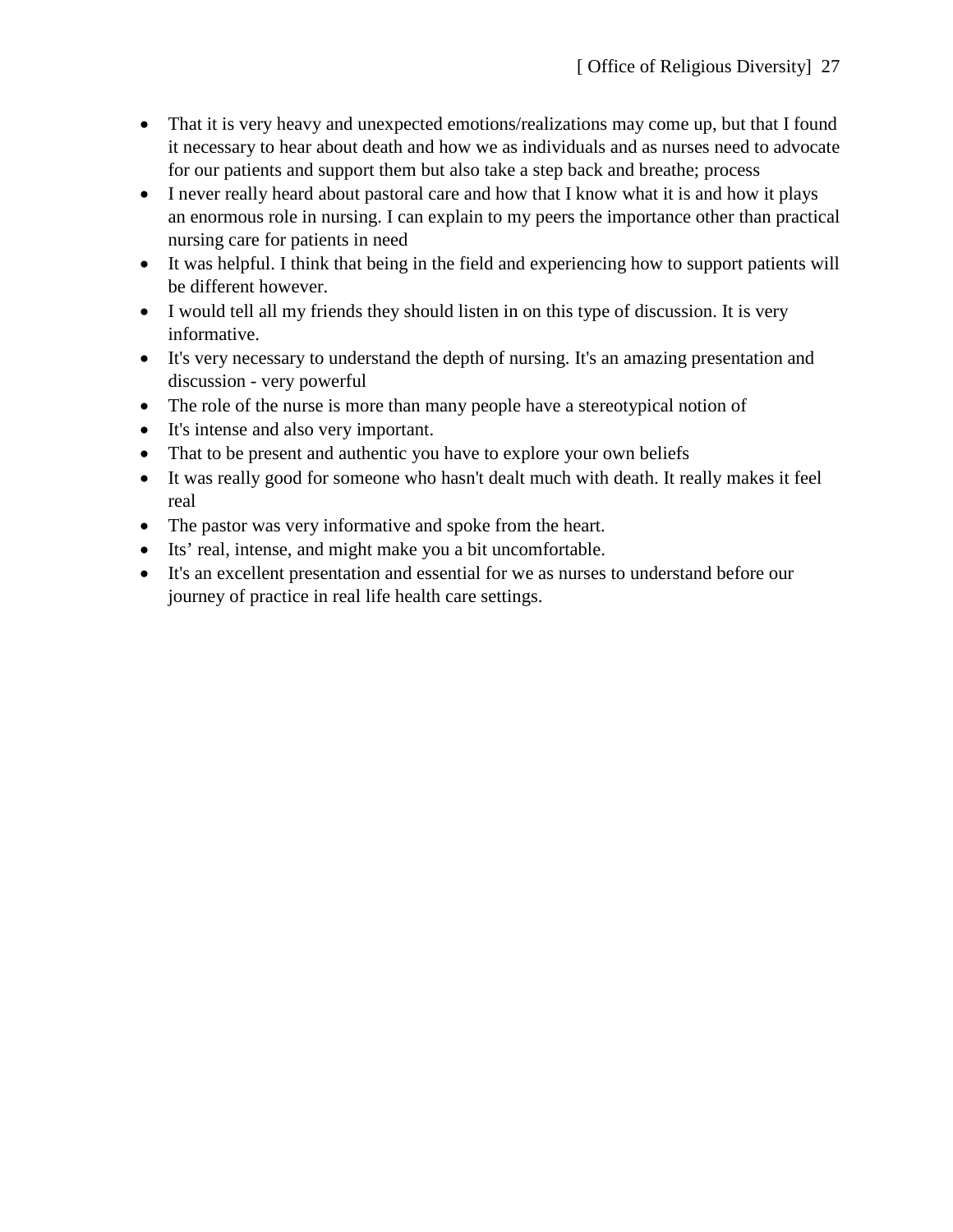- That it is very heavy and unexpected emotions/realizations may come up, but that I found it necessary to hear about death and how we as individuals and as nurses need to advocate for our patients and support them but also take a step back and breathe; process
- I never really heard about pastoral care and how that I know what it is and how it plays an enormous role in nursing. I can explain to my peers the importance other than practical nursing care for patients in need
- It was helpful. I think that being in the field and experiencing how to support patients will be different however.
- I would tell all my friends they should listen in on this type of discussion. It is very informative.
- It's very necessary to understand the depth of nursing. It's an amazing presentation and discussion - very powerful
- The role of the nurse is more than many people have a stereotypical notion of
- It's intense and also very important.
- That to be present and authentic you have to explore your own beliefs
- It was really good for someone who hasn't dealt much with death. It really makes it feel real
- The pastor was very informative and spoke from the heart.
- Its' real, intense, and might make you a bit uncomfortable.
- It's an excellent presentation and essential for we as nurses to understand before our journey of practice in real life health care settings.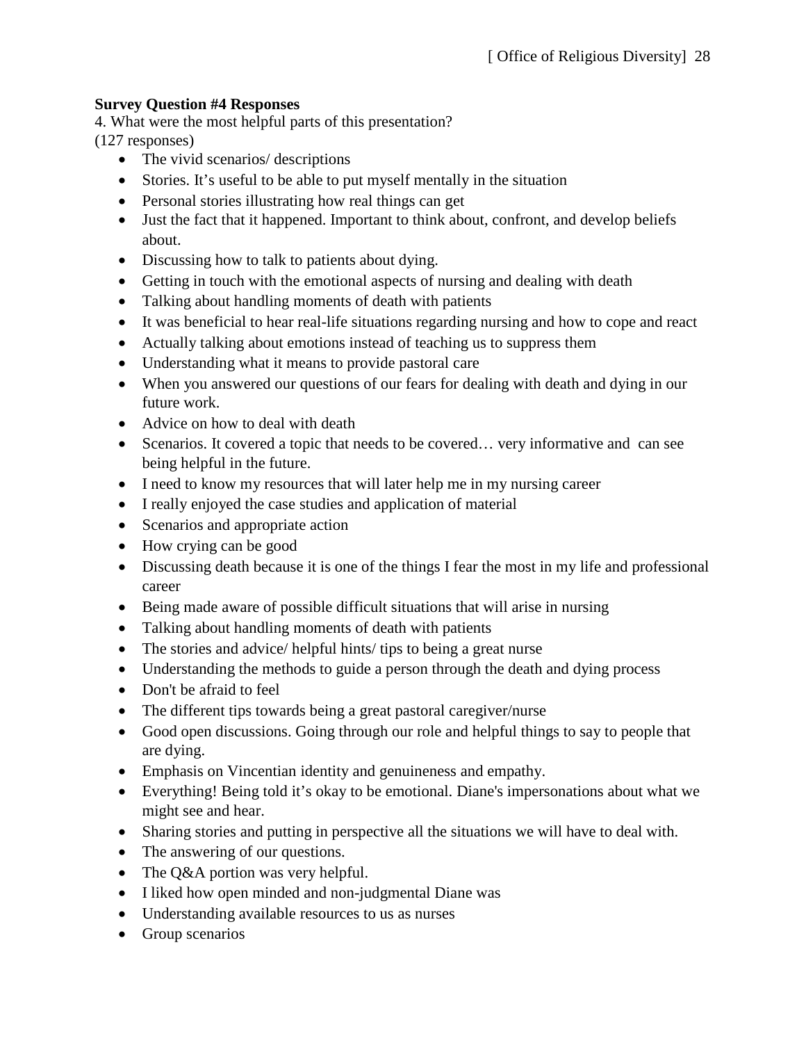**Survey Question #4 Responses**

4. What were the most helpful parts of this presentation?
(127 responses)

- The vivid scenarios/ descriptions
- Stories. It's useful to be able to put myself mentally in the situation
- Personal stories illustrating how real things can get
- Just the fact that it happened. Important to think about, confront, and develop beliefs about.
- Discussing how to talk to patients about dying.
- Getting in touch with the emotional aspects of nursing and dealing with death
- Talking about handling moments of death with patients
- It was beneficial to hear real-life situations regarding nursing and how to cope and react
- Actually talking about emotions instead of teaching us to suppress them
- Understanding what it means to provide pastoral care
- When you answered our questions of our fears for dealing with death and dying in our future work.
- Advice on how to deal with death
- Scenarios. It covered a topic that needs to be covered… very informative and can see being helpful in the future.
- I need to know my resources that will later help me in my nursing career
- I really enjoyed the case studies and application of material
- Scenarios and appropriate action
- How crying can be good
- Discussing death because it is one of the things I fear the most in my life and professional career
- Being made aware of possible difficult situations that will arise in nursing
- Talking about handling moments of death with patients
- The stories and advice/ helpful hints/ tips to being a great nurse
- Understanding the methods to guide a person through the death and dying process
- Don't be afraid to feel
- The different tips towards being a great pastoral caregiver/nurse
- Good open discussions. Going through our role and helpful things to say to people that are dying.
- Emphasis on Vincentian identity and genuineness and empathy.
- Everything! Being told it's okay to be emotional. Diane's impersonations about what we might see and hear.
- Sharing stories and putting in perspective all the situations we will have to deal with.
- The answering of our questions.
- The Q&A portion was very helpful.
- I liked how open minded and non-judgmental Diane was
- Understanding available resources to us as nurses
- Group scenarios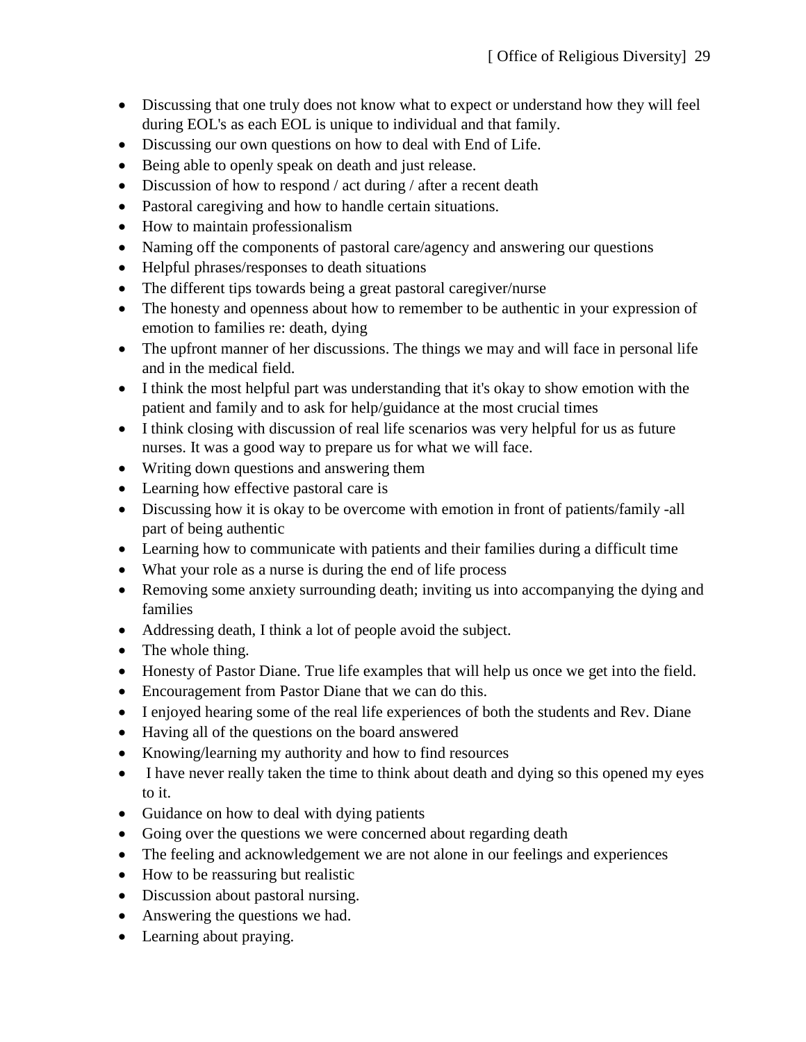- Discussing that one truly does not know what to expect or understand how they will feel during EOL's as each EOL is unique to individual and that family.
- Discussing our own questions on how to deal with End of Life.
- Being able to openly speak on death and just release.
- Discussion of how to respond / act during / after a recent death
- Pastoral caregiving and how to handle certain situations.
- How to maintain professionalism
- Naming off the components of pastoral care/agency and answering our questions
- Helpful phrases/responses to death situations
- The different tips towards being a great pastoral caregiver/nurse
- The honesty and openness about how to remember to be authentic in your expression of emotion to families re: death, dying
- The upfront manner of her discussions. The things we may and will face in personal life and in the medical field.
- I think the most helpful part was understanding that it's okay to show emotion with the patient and family and to ask for help/guidance at the most crucial times
- I think closing with discussion of real life scenarios was very helpful for us as future nurses. It was a good way to prepare us for what we will face.
- Writing down questions and answering them
- Learning how effective pastoral care is
- Discussing how it is okay to be overcome with emotion in front of patients/family -all part of being authentic
- Learning how to communicate with patients and their families during a difficult time
- What your role as a nurse is during the end of life process
- Removing some anxiety surrounding death; inviting us into accompanying the dying and families
- Addressing death, I think a lot of people avoid the subject.
- The whole thing.
- Honesty of Pastor Diane. True life examples that will help us once we get into the field.
- Encouragement from Pastor Diane that we can do this.
- I enjoyed hearing some of the real life experiences of both the students and Rev. Diane
- Having all of the questions on the board answered
- Knowing/learning my authority and how to find resources
- I have never really taken the time to think about death and dying so this opened my eyes to it.
- Guidance on how to deal with dying patients
- Going over the questions we were concerned about regarding death
- The feeling and acknowledgement we are not alone in our feelings and experiences
- How to be reassuring but realistic
- Discussion about pastoral nursing.
- Answering the questions we had.
- Learning about praying.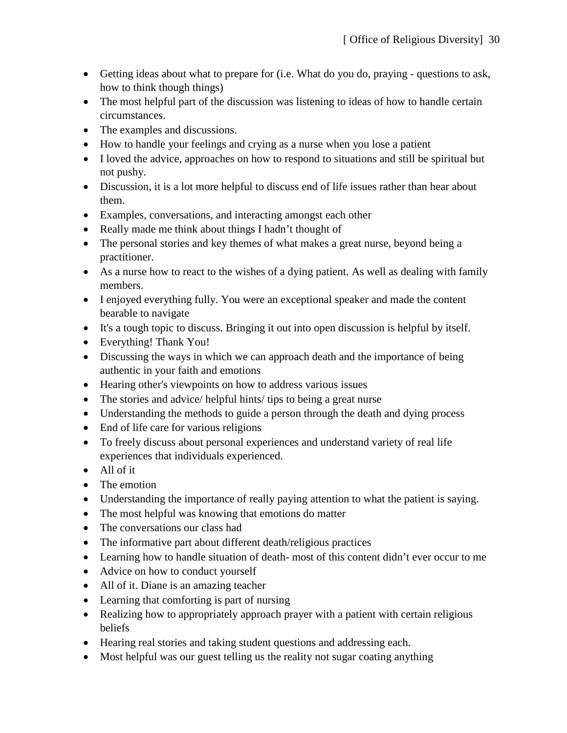- Getting ideas about what to prepare for (i.e. What do you do, praying - questions to ask, how to think though things)
- The most helpful part of the discussion was listening to ideas of how to handle certain circumstances.
- The examples and discussions.
- How to handle your feelings and crying as a nurse when you lose a patient
- I loved the advice, approaches on how to respond to situations and still be spiritual but not pushy.
- Discussion, it is a lot more helpful to discuss end of life issues rather than hear about them.
- Examples, conversations, and interacting amongst each other
- Really made me think about things I hadn't thought of
- The personal stories and key themes of what makes a great nurse, beyond being a practitioner.
- As a nurse how to react to the wishes of a dying patient. As well as dealing with family members.
- I enjoyed everything fully. You were an exceptional speaker and made the content bearable to navigate
- It's a tough topic to discuss. Bringing it out into open discussion is helpful by itself.
- Everything! Thank You!
- Discussing the ways in which we can approach death and the importance of being authentic in your faith and emotions
- Hearing other's viewpoints on how to address various issues
- The stories and advice/ helpful hints/ tips to being a great nurse
- Understanding the methods to guide a person through the death and dying process
- End of life care for various religions
- To freely discuss about personal experiences and understand variety of real life experiences that individuals experienced.
- All of it
- The emotion
- Understanding the importance of really paying attention to what the patient is saying.
- The most helpful was knowing that emotions do matter
- The conversations our class had
- The informative part about different death/religious practices
- Learning how to handle situation of death- most of this content didn't ever occur to me
- Advice on how to conduct yourself
- All of it. Diane is an amazing teacher
- Learning that comforting is part of nursing
- Realizing how to appropriately approach prayer with a patient with certain religious beliefs
- Hearing real stories and taking student questions and addressing each.
- Most helpful was our guest telling us the reality not sugar coating anything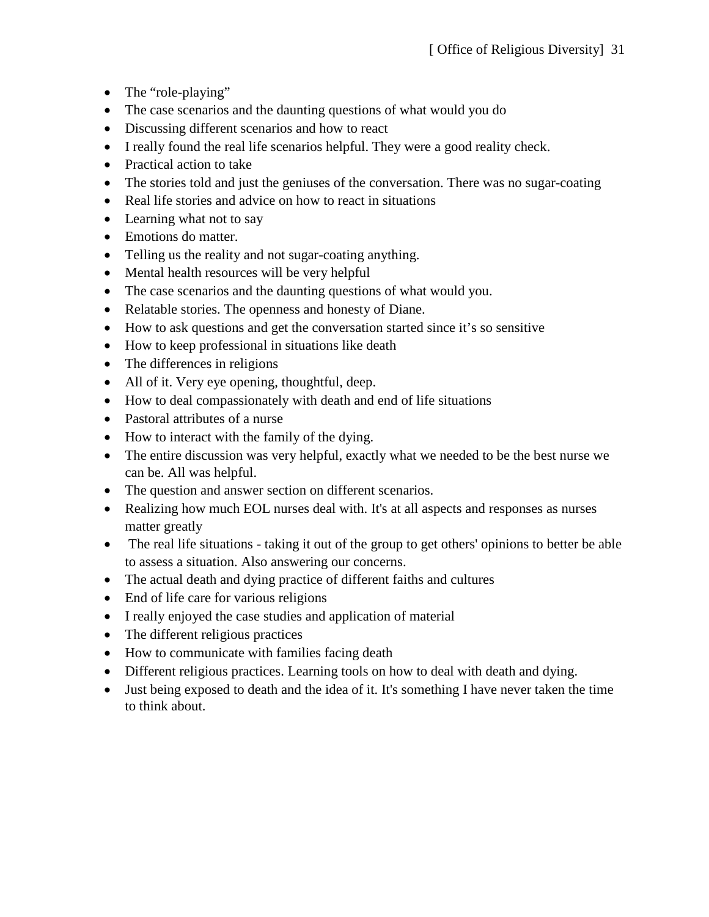- The "role-playing"
- The case scenarios and the daunting questions of what would you do
- Discussing different scenarios and how to react
- I really found the real life scenarios helpful. They were a good reality check.
- Practical action to take
- The stories told and just the geniuses of the conversation. There was no sugar-coating
- Real life stories and advice on how to react in situations
- Learning what not to say
- Emotions do matter.
- Telling us the reality and not sugar-coating anything.
- Mental health resources will be very helpful
- The case scenarios and the daunting questions of what would you.
- Relatable stories. The openness and honesty of Diane.
- How to ask questions and get the conversation started since it's so sensitive
- How to keep professional in situations like death
- The differences in religions
- All of it. Very eye opening, thoughtful, deep.
- How to deal compassionately with death and end of life situations
- Pastoral attributes of a nurse
- How to interact with the family of the dying.
- The entire discussion was very helpful, exactly what we needed to be the best nurse we can be. All was helpful.
- The question and answer section on different scenarios.
- Realizing how much EOL nurses deal with. It's at all aspects and responses as nurses matter greatly
- The real life situations - taking it out of the group to get others' opinions to better be able to assess a situation. Also answering our concerns.
- The actual death and dying practice of different faiths and cultures
- End of life care for various religions
- I really enjoyed the case studies and application of material
- The different religious practices
- How to communicate with families facing death
- Different religious practices. Learning tools on how to deal with death and dying.
- Just being exposed to death and the idea of it. It's something I have never taken the time to think about.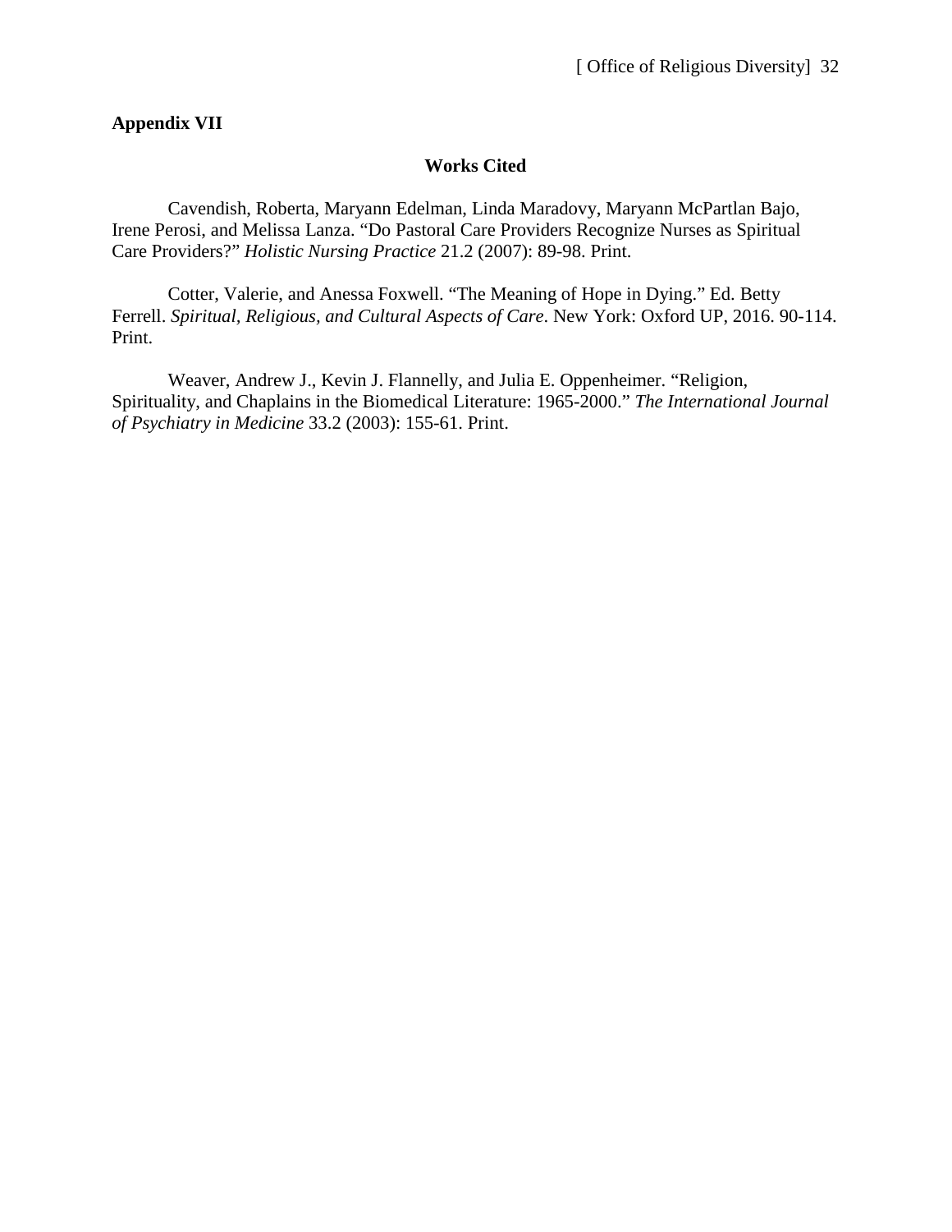**Appendix VII**

## Works Cited

Cavendish, Roberta, Maryann Edelman, Linda Maradovy, Maryann McPartlan Bajo, Irene Perosi, and Melissa Lanza. "Do Pastoral Care Providers Recognize Nurses as Spiritual Care Providers?" *Holistic Nursing Practice* 21.2 (2007): 89-98. Print.

Cotter, Valerie, and Anessa Foxwell. "The Meaning of Hope in Dying." Ed. Betty Ferrell. *Spiritual, Religious, and Cultural Aspects of Care*. New York: Oxford UP, 2016. 90-114. Print.

Weaver, Andrew J., Kevin J. Flannelly, and Julia E. Oppenheimer. "Religion, Spirituality, and Chaplains in the Biomedical Literature: 1965-2000." *The International Journal of Psychiatry in Medicine* 33.2 (2003): 155-61. Print.